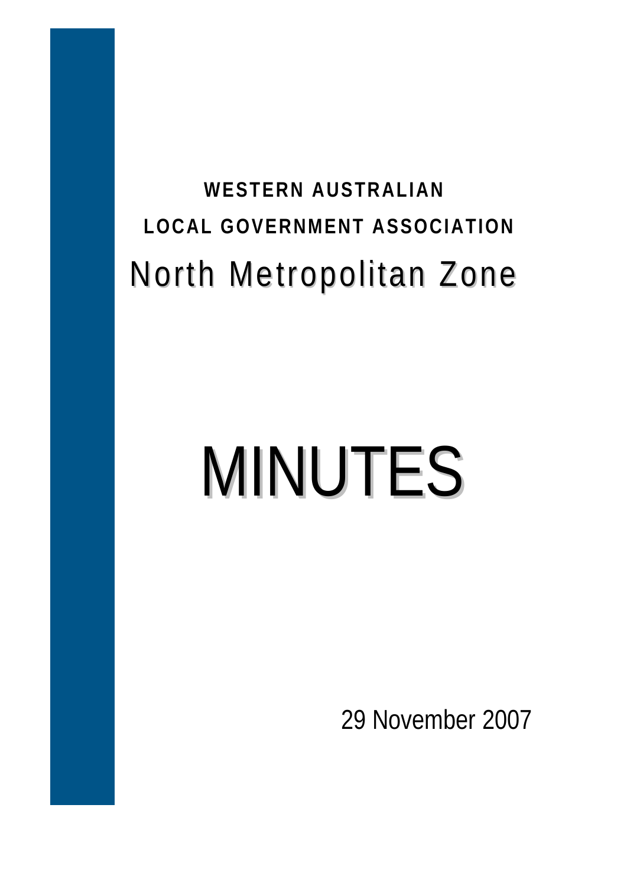**WESTERN AUSTRALIAN**

**LOCAL GOVERNMENT ASSOCIATION**

## North Metropolitan Zone

# MINUTES

29 November 2007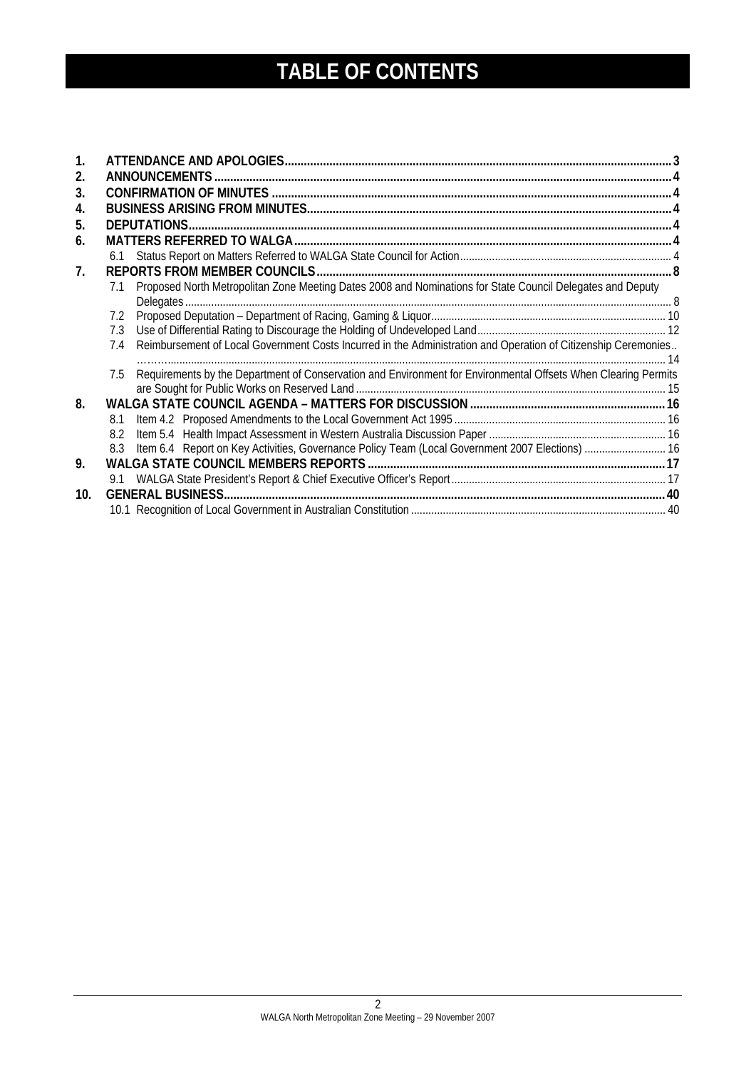# TABLE OF CONTENTS

1. **ATTENDANCE AND APOLOGIES** ..... 3
2. **ANNOUNCEMENTS** ..... 4
3. **CONFIRMATION OF MINUTES** ..... 4
4. **BUSINESS ARISING FROM MINUTES** ..... 4
5. **DEPUTATIONS** ..... 4
6. **MATTERS REFERRED TO WALGA** ..... 4
   - 6.1 Status Report on Matters Referred to WALGA State Council for Action ..... 4
7. **REPORTS FROM MEMBER COUNCILS** ..... 8
   - 7.1 Proposed North Metropolitan Zone Meeting Dates 2008 and Nominations for State Council Delegates and Deputy Delegates ..... 8
   - 7.2 Proposed Deputation – Department of Racing, Gaming & Liquor ..... 10
   - 7.3 Use of Differential Rating to Discourage the Holding of Undeveloped Land ..... 12
   - 7.4 Reimbursement of Local Government Costs Incurred in the Administration and Operation of Citizenship Ceremonies.. ……… ..... 14
   - 7.5 Requirements by the Department of Conservation and Environment for Environmental Offsets When Clearing Permits are Sought for Public Works on Reserved Land ..... 15
8. **WALGA STATE COUNCIL AGENDA – MATTERS FOR DISCUSSION** ..... 16
   - 8.1 Item 4.2 Proposed Amendments to the Local Government Act 1995 ..... 16
   - 8.2 Item 5.4 Health Impact Assessment in Western Australia Discussion Paper ..... 16
   - 8.3 Item 6.4 Report on Key Activities, Governance Policy Team (Local Government 2007 Elections) ..... 16
9. **WALGA STATE COUNCIL MEMBERS REPORTS** ..... 17
   - 9.1 WALGA State President's Report & Chief Executive Officer's Report ..... 17
10. **GENERAL BUSINESS** ..... 40
    - 10.1 Recognition of Local Government in Australian Constitution ..... 40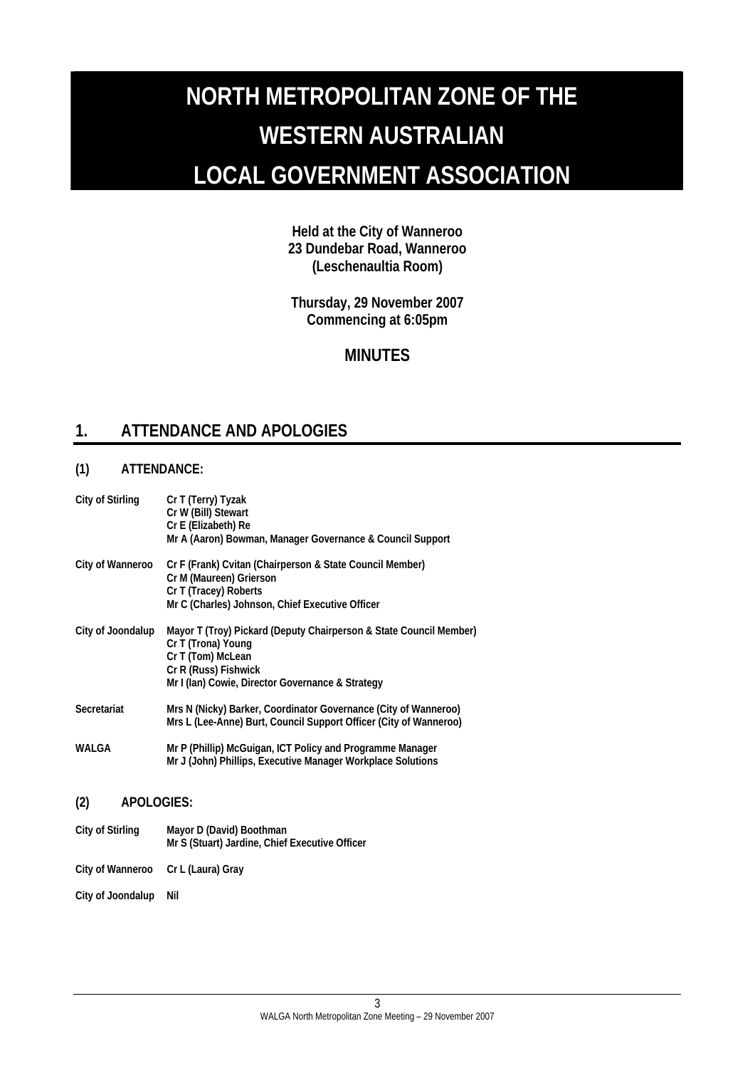# NORTH METROPOLITAN ZONE OF THE WESTERN AUSTRALIAN LOCAL GOVERNMENT ASSOCIATION

**Held at the City of Wanneroo**
**23 Dundebar Road, Wanneroo**
**(Leschenaultia Room)**

**Thursday, 29 November 2007**
**Commencing at 6:05pm**

## MINUTES

## 1. ATTENDANCE AND APOLOGIES

### (1) ATTENDANCE:

| | |
|---|---|
| City of Stirling | Cr T (Terry) Tyzak<br>Cr W (Bill) Stewart<br>Cr E (Elizabeth) Re<br>Mr A (Aaron) Bowman, Manager Governance & Council Support |
| City of Wanneroo | Cr F (Frank) Cvitan (Chairperson & State Council Member)<br>Cr M (Maureen) Grierson<br>Cr T (Tracey) Roberts<br>Mr C (Charles) Johnson, Chief Executive Officer |
| City of Joondalup | Mayor T (Troy) Pickard (Deputy Chairperson & State Council Member)<br>Cr T (Trona) Young<br>Cr T (Tom) McLean<br>Cr R (Russ) Fishwick<br>Mr I (Ian) Cowie, Director Governance & Strategy |
| Secretariat | Mrs N (Nicky) Barker, Coordinator Governance (City of Wanneroo)<br>Mrs L (Lee-Anne) Burt, Council Support Officer (City of Wanneroo) |
| WALGA | Mr P (Phillip) McGuigan, ICT Policy and Programme Manager<br>Mr J (John) Phillips, Executive Manager Workplace Solutions |

### (2) APOLOGIES:

| | |
|---|---|
| City of Stirling | Mayor D (David) Boothman<br>Mr S (Stuart) Jardine, Chief Executive Officer |
| City of Wanneroo | Cr L (Laura) Gray |
| City of Joondalup | Nil |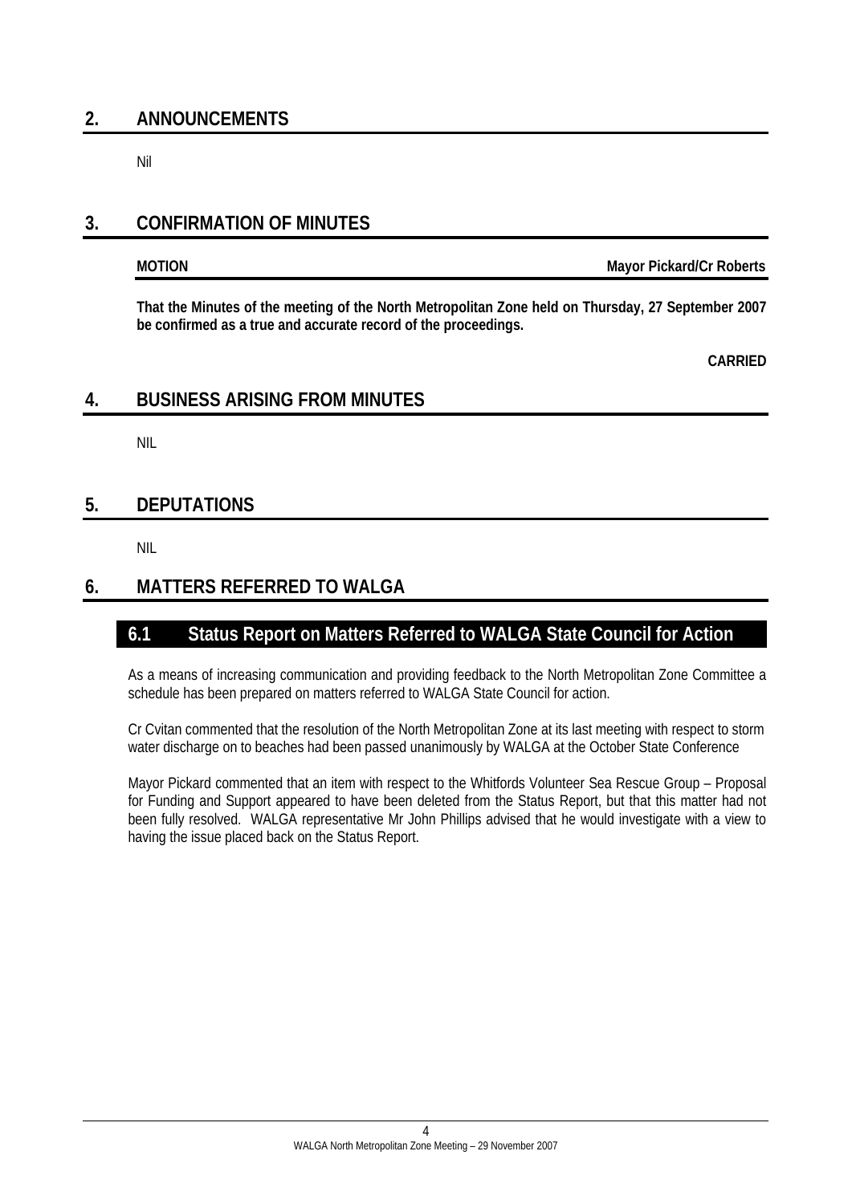## 2. ANNOUNCEMENTS

Nil

## 3. CONFIRMATION OF MINUTES

**MOTION** **Mayor Pickard/Cr Roberts**

**That the Minutes of the meeting of the North Metropolitan Zone held on Thursday, 27 September 2007 be confirmed as a true and accurate record of the proceedings.**

**CARRIED**

## 4. BUSINESS ARISING FROM MINUTES

NIL

## 5. DEPUTATIONS

NIL

## 6. MATTERS REFERRED TO WALGA

### 6.1 Status Report on Matters Referred to WALGA State Council for Action

As a means of increasing communication and providing feedback to the North Metropolitan Zone Committee a schedule has been prepared on matters referred to WALGA State Council for action.

Cr Cvitan commented that the resolution of the North Metropolitan Zone at its last meeting with respect to storm water discharge on to beaches had been passed unanimously by WALGA at the October State Conference

Mayor Pickard commented that an item with respect to the Whitfords Volunteer Sea Rescue Group – Proposal for Funding and Support appeared to have been deleted from the Status Report, but that this matter had not been fully resolved. WALGA representative Mr John Phillips advised that he would investigate with a view to having the issue placed back on the Status Report.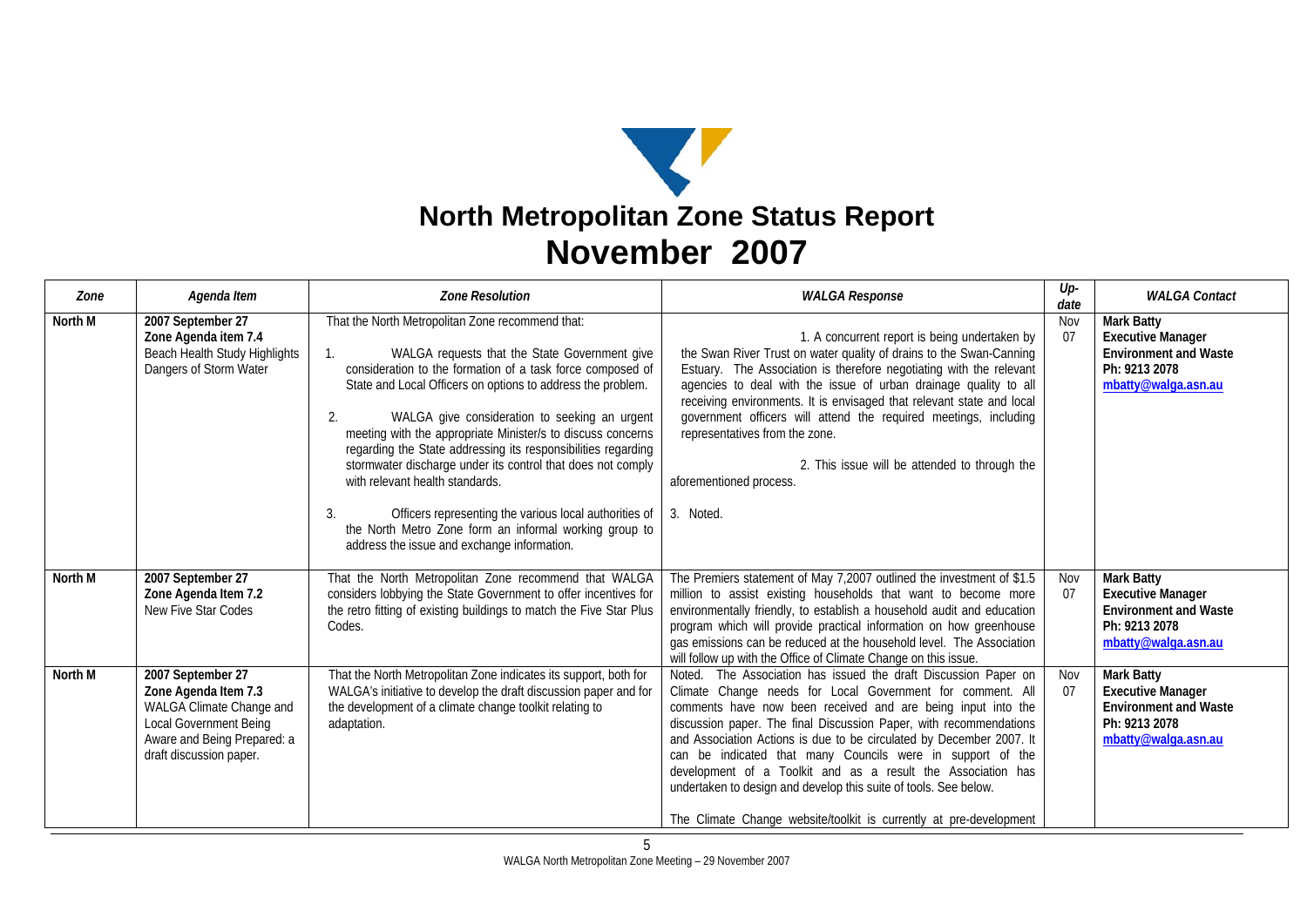# North Metropolitan Zone Status Report
# November 2007

| Zone | Agenda Item | Zone Resolution | WALGA Response | Up-date | WALGA Contact |
|---|---|---|---|---|---|
| North M | **2007 September 27 Zone Agenda item 7.4** Beach Health Study Highlights Dangers of Storm Water | That the North Metropolitan Zone recommend that:<br><br>1. WALGA requests that the State Government give consideration to the formation of a task force composed of State and Local Officers on options to address the problem.<br><br>2. WALGA give consideration to seeking an urgent meeting with the appropriate Minister/s to discuss concerns regarding the State addressing its responsibilities regarding stormwater discharge under its control that does not comply with relevant health standards.<br><br>3. Officers representing the various local authorities of the North Metro Zone form an informal working group to address the issue and exchange information. | 1. A concurrent report is being undertaken by the Swan River Trust on water quality of drains to the Swan-Canning Estuary. The Association is therefore negotiating with the relevant agencies to deal with the issue of urban drainage quality to all receiving environments. It is envisaged that relevant state and local government officers will attend the required meetings, including representatives from the zone.<br><br>2. This issue will be attended to through the aforementioned process.<br><br>3. Noted. | Nov 07 | **Mark Batty Executive Manager Environment and Waste Ph: 9213 2078 mbatty@walga.asn.au** |
| North M | **2007 September 27 Zone Agenda Item 7.2** New Five Star Codes | That the North Metropolitan Zone recommend that WALGA considers lobbying the State Government to offer incentives for the retro fitting of existing buildings to match the Five Star Plus Codes. | The Premiers statement of May 7,2007 outlined the investment of $1.5 million to assist existing households that want to become more environmentally friendly, to establish a household audit and education program which will provide practical information on how greenhouse gas emissions can be reduced at the household level. The Association will follow up with the Office of Climate Change on this issue. | Nov 07 | **Mark Batty Executive Manager Environment and Waste Ph: 9213 2078 mbatty@walga.asn.au** |
| North M | **2007 September 27 Zone Agenda Item 7.3** WALGA Climate Change and Local Government Being Aware and Being Prepared: a draft discussion paper. | That the North Metropolitan Zone indicates its support, both for WALGA's initiative to develop the draft discussion paper and for the development of a climate change toolkit relating to adaptation. | Noted. The Association has issued the draft Discussion Paper on Climate Change needs for Local Government for comment. All comments have now been received and are being input into the discussion paper. The final Discussion Paper, with recommendations and Association Actions is due to be circulated by December 2007. It can be indicated that many Councils were in support of the development of a Toolkit and as a result the Association has undertaken to design and develop this suite of tools. See below.<br><br>The Climate Change website/toolkit is currently at pre-development | Nov 07 | **Mark Batty Executive Manager Environment and Waste Ph: 9213 2078 mbatty@walga.asn.au** |

WALGA North Metropolitan Zone Meeting – 29 November 2007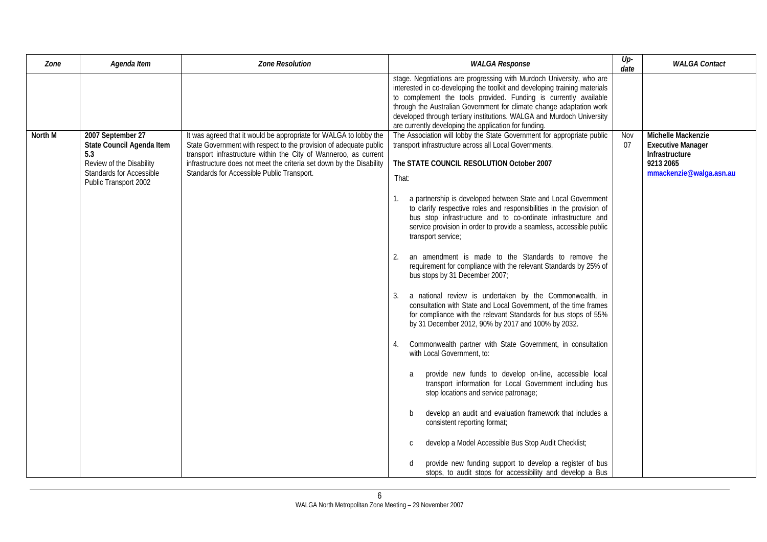| Zone | Agenda Item | Zone Resolution | WALGA Response | Up-date | WALGA Contact |
|---|---|---|---|---|---|
| | | | stage. Negotiations are progressing with Murdoch University, who are interested in co-developing the toolkit and developing training materials to complement the tools provided. Funding is currently available through the Australian Government for climate change adaptation work developed through tertiary institutions. WALGA and Murdoch University are currently developing the application for funding. | | |
| **North M** | **2007 September 27 State Council Agenda Item 5.3** Review of the Disability Standards for Accessible Public Transport 2002 | It was agreed that it would be appropriate for WALGA to lobby the State Government with respect to the provision of adequate public transport infrastructure within the City of Wanneroo, as current infrastructure does not meet the criteria set down by the Disability Standards for Accessible Public Transport. | The Association will lobby the State Government for appropriate public transport infrastructure across all Local Governments.<br><br>**The STATE COUNCIL RESOLUTION October 2007**<br><br>That:<br><br>1. a partnership is developed between State and Local Government to clarify respective roles and responsibilities in the provision of bus stop infrastructure and to co-ordinate infrastructure and service provision in order to provide a seamless, accessible public transport service;<br><br>2. an amendment is made to the Standards to remove the requirement for compliance with the relevant Standards by 25% of bus stops by 31 December 2007;<br><br>3. a national review is undertaken by the Commonwealth, in consultation with State and Local Government, of the time frames for compliance with the relevant Standards for bus stops of 55% by 31 December 2012, 90% by 2017 and 100% by 2032.<br><br>4. Commonwealth partner with State Government, in consultation with Local Government, to:<br><br>a provide new funds to develop on-line, accessible local transport information for Local Government including bus stop locations and service patronage;<br><br>b develop an audit and evaluation framework that includes a consistent reporting format;<br><br>c develop a Model Accessible Bus Stop Audit Checklist;<br><br>d provide new funding support to develop a register of bus stops, to audit stops for accessibility and develop a Bus | Nov 07 | **Michelle Mackenzie Executive Manager Infrastructure 9213 2065 mmackenzie@walga.asn.au** |

WALGA North Metropolitan Zone Meeting – 29 November 2007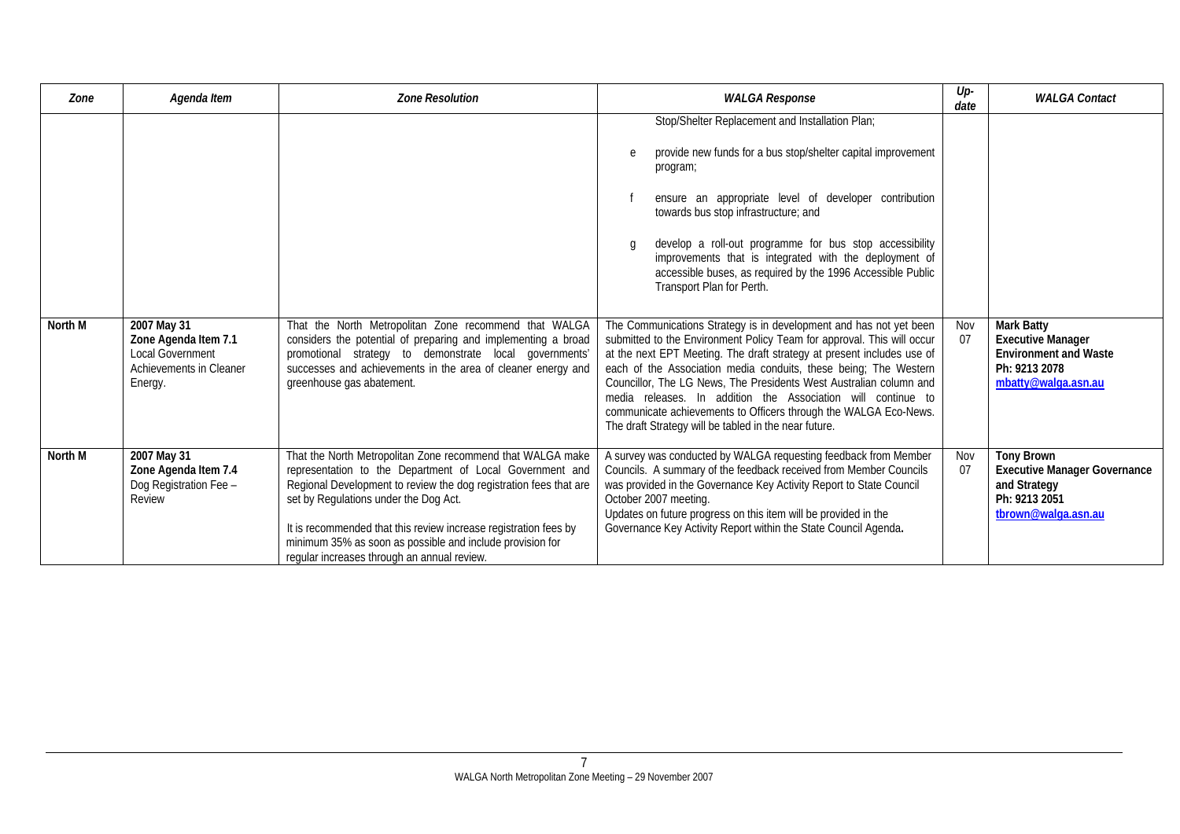| Zone | Agenda Item | Zone Resolution | WALGA Response | Up-date | WALGA Contact |
|---|---|---|---|---|---|
| | | | Stop/Shelter Replacement and Installation Plan;<br><br>e provide new funds for a bus stop/shelter capital improvement program;<br><br>f ensure an appropriate level of developer contribution towards bus stop infrastructure; and<br><br>g develop a roll-out programme for bus stop accessibility improvements that is integrated with the deployment of accessible buses, as required by the 1996 Accessible Public Transport Plan for Perth. | | |
| **North M** | **2007 May 31**<br>**Zone Agenda Item 7.1**<br>Local Government Achievements in Cleaner Energy. | That the North Metropolitan Zone recommend that WALGA considers the potential of preparing and implementing a broad promotional strategy to demonstrate local governments' successes and achievements in the area of cleaner energy and greenhouse gas abatement. | The Communications Strategy is in development and has not yet been submitted to the Environment Policy Team for approval. This will occur at the next EPT Meeting. The draft strategy at present includes use of each of the Association media conduits, these being; The Western Councillor, The LG News, The Presidents West Australian column and media releases. In addition the Association will continue to communicate achievements to Officers through the WALGA Eco-News. The draft Strategy will be tabled in the near future. | Nov 07 | **Mark Batty**<br>**Executive Manager**<br>**Environment and Waste**<br>**Ph: 9213 2078**<br>**mbatty@walga.asn.au** |
| **North M** | **2007 May 31**<br>**Zone Agenda Item 7.4**<br>Dog Registration Fee – Review | That the North Metropolitan Zone recommend that WALGA make representation to the Department of Local Government and Regional Development to review the dog registration fees that are set by Regulations under the Dog Act.<br><br>It is recommended that this review increase registration fees by minimum 35% as soon as possible and include provision for regular increases through an annual review. | A survey was conducted by WALGA requesting feedback from Member Councils. A summary of the feedback received from Member Councils was provided in the Governance Key Activity Report to State Council October 2007 meeting.<br>Updates on future progress on this item will be provided in the Governance Key Activity Report within the State Council Agenda**.** | Nov 07 | **Tony Brown**<br>**Executive Manager Governance and Strategy**<br>**Ph: 9213 2051**<br>**tbrown@walga.asn.au** |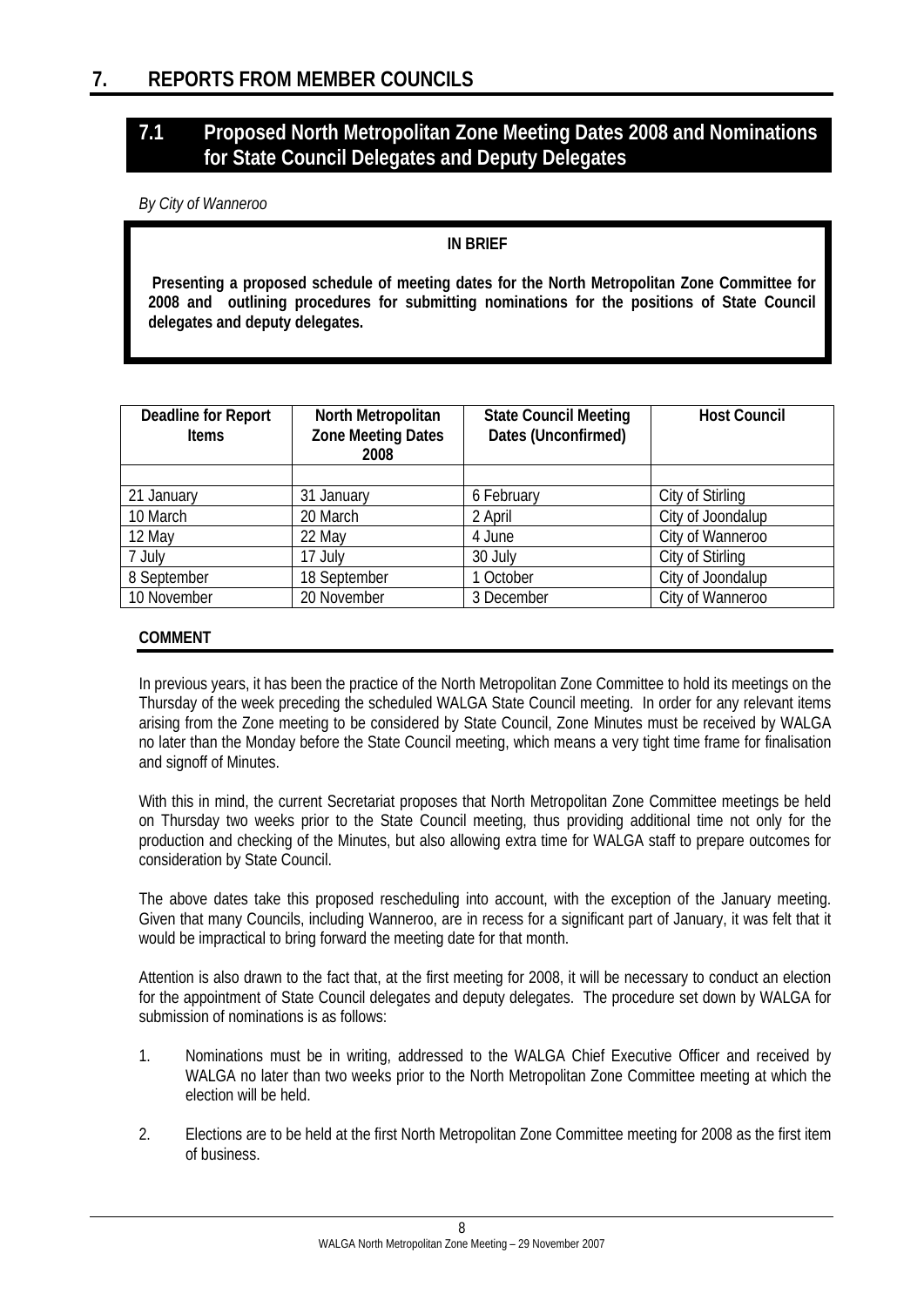# 7. REPORTS FROM MEMBER COUNCILS

## 7.1 Proposed North Metropolitan Zone Meeting Dates 2008 and Nominations for State Council Delegates and Deputy Delegates

*By City of Wanneroo*

**IN BRIEF**

**Presenting a proposed schedule of meeting dates for the North Metropolitan Zone Committee for 2008 and outlining procedures for submitting nominations for the positions of State Council delegates and deputy delegates.**

| Deadline for Report Items | North Metropolitan Zone Meeting Dates 2008 | State Council Meeting Dates (Unconfirmed) | Host Council |
|---|---|---|---|
| | | | |
| 21 January | 31 January | 6 February | City of Stirling |
| 10 March | 20 March | 2 April | City of Joondalup |
| 12 May | 22 May | 4 June | City of Wanneroo |
| 7 July | 17 July | 30 July | City of Stirling |
| 8 September | 18 September | 1 October | City of Joondalup |
| 10 November | 20 November | 3 December | City of Wanneroo |

**COMMENT**

In previous years, it has been the practice of the North Metropolitan Zone Committee to hold its meetings on the Thursday of the week preceding the scheduled WALGA State Council meeting. In order for any relevant items arising from the Zone meeting to be considered by State Council, Zone Minutes must be received by WALGA no later than the Monday before the State Council meeting, which means a very tight time frame for finalisation and signoff of Minutes.

With this in mind, the current Secretariat proposes that North Metropolitan Zone Committee meetings be held on Thursday two weeks prior to the State Council meeting, thus providing additional time not only for the production and checking of the Minutes, but also allowing extra time for WALGA staff to prepare outcomes for consideration by State Council.

The above dates take this proposed rescheduling into account, with the exception of the January meeting. Given that many Councils, including Wanneroo, are in recess for a significant part of January, it was felt that it would be impractical to bring forward the meeting date for that month.

Attention is also drawn to the fact that, at the first meeting for 2008, it will be necessary to conduct an election for the appointment of State Council delegates and deputy delegates. The procedure set down by WALGA for submission of nominations is as follows:

1. Nominations must be in writing, addressed to the WALGA Chief Executive Officer and received by WALGA no later than two weeks prior to the North Metropolitan Zone Committee meeting at which the election will be held.

2. Elections are to be held at the first North Metropolitan Zone Committee meeting for 2008 as the first item of business.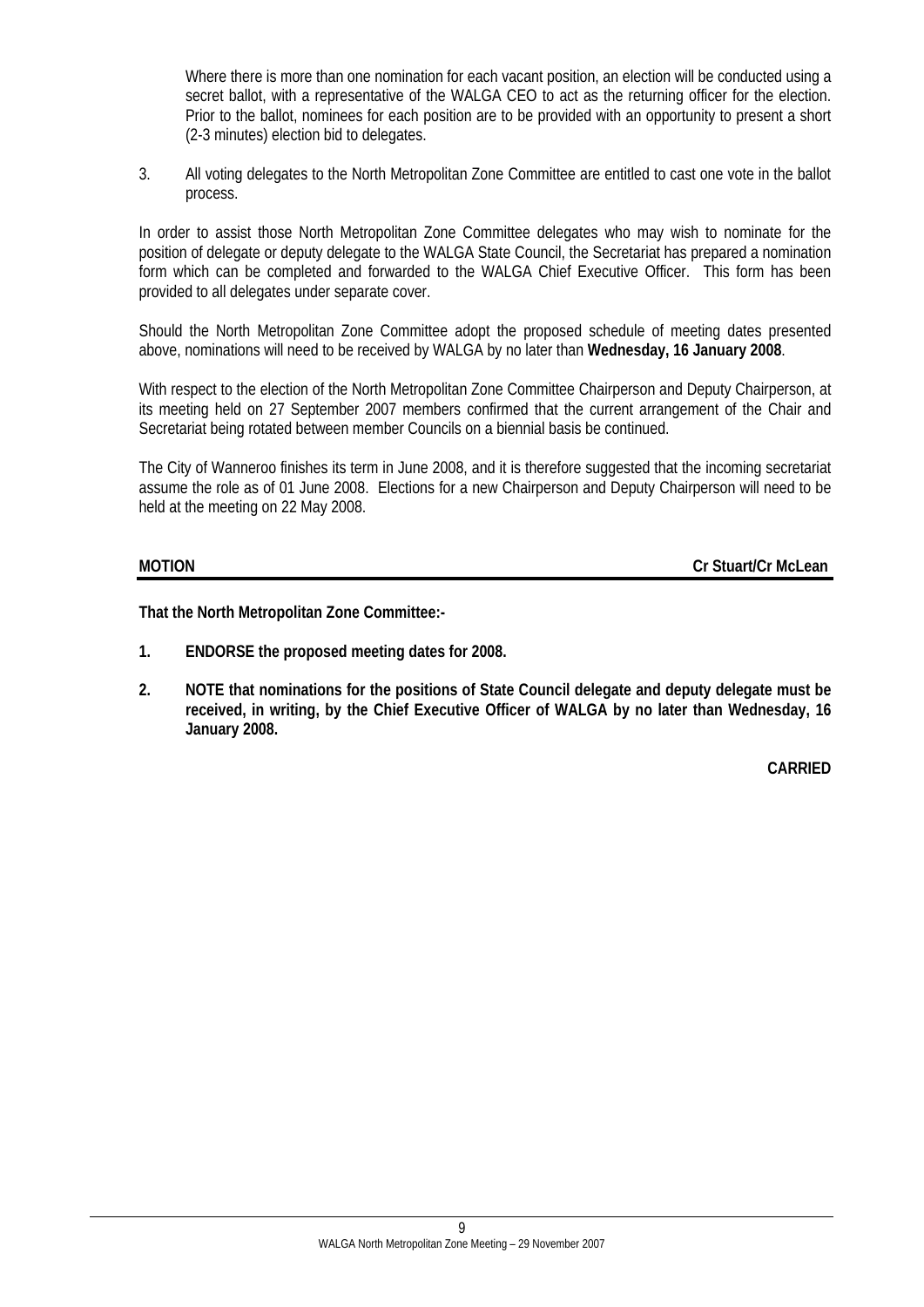Where there is more than one nomination for each vacant position, an election will be conducted using a secret ballot, with a representative of the WALGA CEO to act as the returning officer for the election. Prior to the ballot, nominees for each position are to be provided with an opportunity to present a short (2-3 minutes) election bid to delegates.

3. All voting delegates to the North Metropolitan Zone Committee are entitled to cast one vote in the ballot process.

In order to assist those North Metropolitan Zone Committee delegates who may wish to nominate for the position of delegate or deputy delegate to the WALGA State Council, the Secretariat has prepared a nomination form which can be completed and forwarded to the WALGA Chief Executive Officer. This form has been provided to all delegates under separate cover.

Should the North Metropolitan Zone Committee adopt the proposed schedule of meeting dates presented above, nominations will need to be received by WALGA by no later than **Wednesday, 16 January 2008**.

With respect to the election of the North Metropolitan Zone Committee Chairperson and Deputy Chairperson, at its meeting held on 27 September 2007 members confirmed that the current arrangement of the Chair and Secretariat being rotated between member Councils on a biennial basis be continued.

The City of Wanneroo finishes its term in June 2008, and it is therefore suggested that the incoming secretariat assume the role as of 01 June 2008. Elections for a new Chairperson and Deputy Chairperson will need to be held at the meeting on 22 May 2008.

**MOTION** **Cr Stuart/Cr McLean**

**That the North Metropolitan Zone Committee:-**

1. **ENDORSE the proposed meeting dates for 2008.**

2. **NOTE that nominations for the positions of State Council delegate and deputy delegate must be received, in writing, by the Chief Executive Officer of WALGA by no later than Wednesday, 16 January 2008.**

**CARRIED**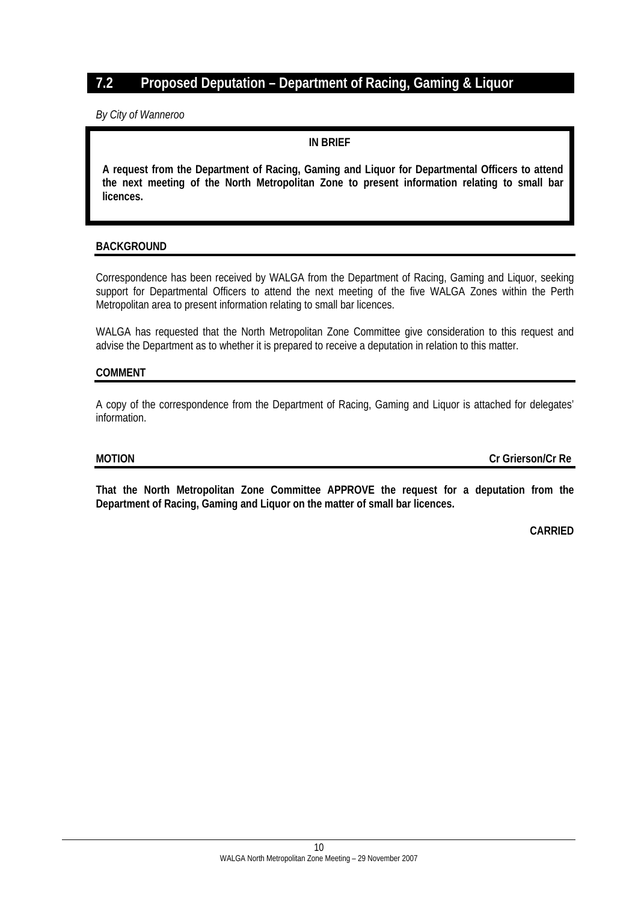## 7.2 Proposed Deputation – Department of Racing, Gaming & Liquor

*By City of Wanneroo*

**IN BRIEF**

**A request from the Department of Racing, Gaming and Liquor for Departmental Officers to attend the next meeting of the North Metropolitan Zone to present information relating to small bar licences.**

**BACKGROUND**

Correspondence has been received by WALGA from the Department of Racing, Gaming and Liquor, seeking support for Departmental Officers to attend the next meeting of the five WALGA Zones within the Perth Metropolitan area to present information relating to small bar licences.

WALGA has requested that the North Metropolitan Zone Committee give consideration to this request and advise the Department as to whether it is prepared to receive a deputation in relation to this matter.

**COMMENT**

A copy of the correspondence from the Department of Racing, Gaming and Liquor is attached for delegates' information.

**MOTION** **Cr Grierson/Cr Re**

**That the North Metropolitan Zone Committee APPROVE the request for a deputation from the Department of Racing, Gaming and Liquor on the matter of small bar licences.**

**CARRIED**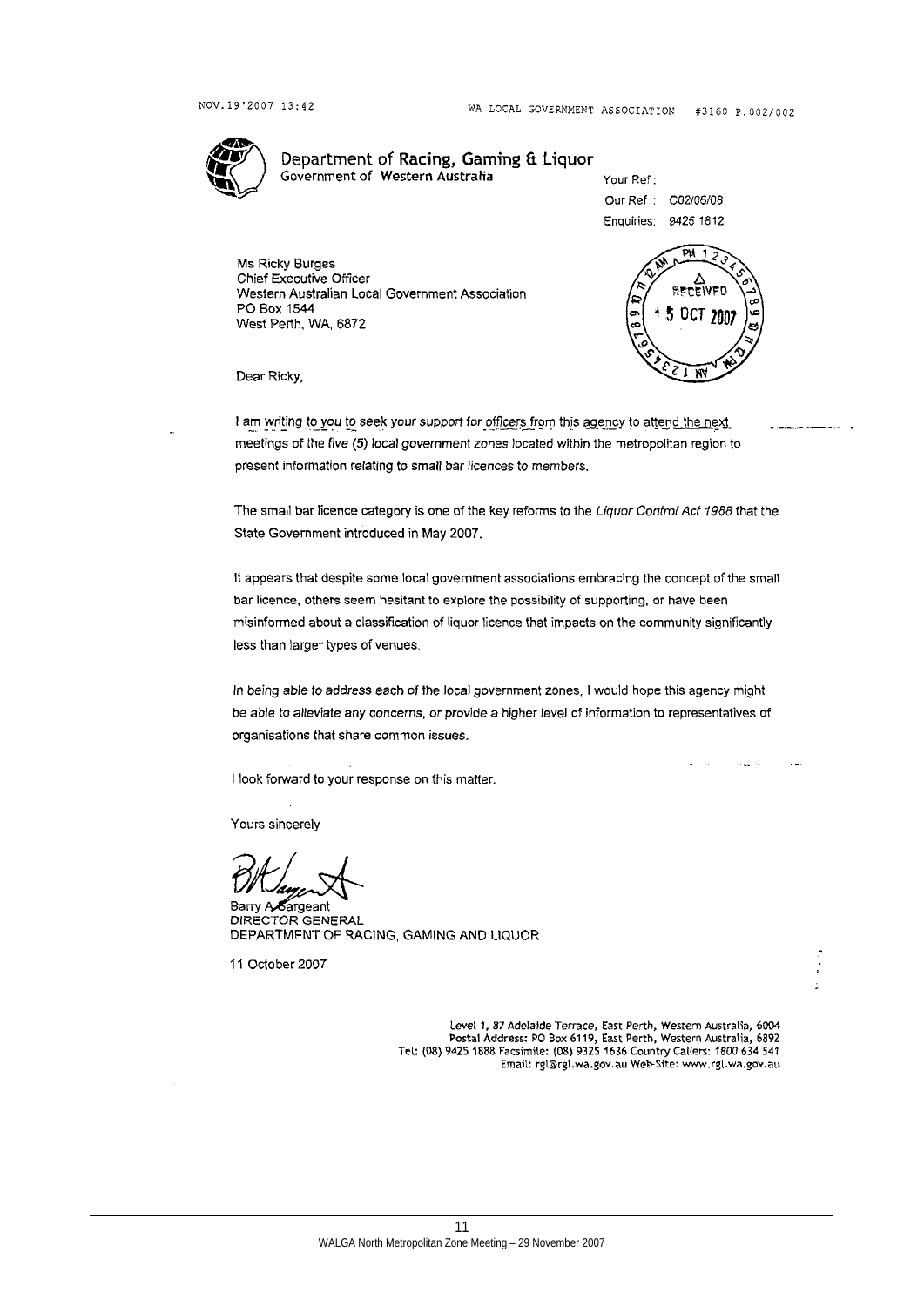**Department of Racing, Gaming & Liquor**
Government of Western Australia

Your Ref :
Our Ref : C02/05/08
Enquiries: 9425 1812

Ms Ricky Burges
Chief Executive Officer
Western Australian Local Government Association
PO Box 1544
West Perth, WA, 6872

RECEIVED 15 OCT 2007

Dear Ricky,

I am writing to you to seek your support for officers from this agency to attend the next meetings of the five (5) local government zones located within the metropolitan region to present information relating to small bar licences to members.

The small bar licence category is one of the key reforms to the *Liquor Control Act 1988* that the State Government introduced in May 2007.

It appears that despite some local government associations embracing the concept of the small bar licence, others seem hesitant to explore the possibility of supporting, or have been misinformed about a classification of liquor licence that impacts on the community significantly less than larger types of venues.

In being able to address each of the local government zones, I would hope this agency might be able to alleviate any concerns, or provide a higher level of information to representatives of organisations that share common issues.

I look forward to your response on this matter.

Yours sincerely

Barry A Sargeant
DIRECTOR GENERAL
DEPARTMENT OF RACING, GAMING AND LIQUOR

11 October 2007

Level 1, 87 Adelaide Terrace, East Perth, Western Australia, 6004
Postal Address: PO Box 6119, East Perth, Western Australia, 6892
Tel: (08) 9425 1888 Facsimile: (08) 9325 1636 Country Callers: 1800 634 541
Email: rgl@rgl.wa.gov.au Web-Site: www.rgl.wa.gov.au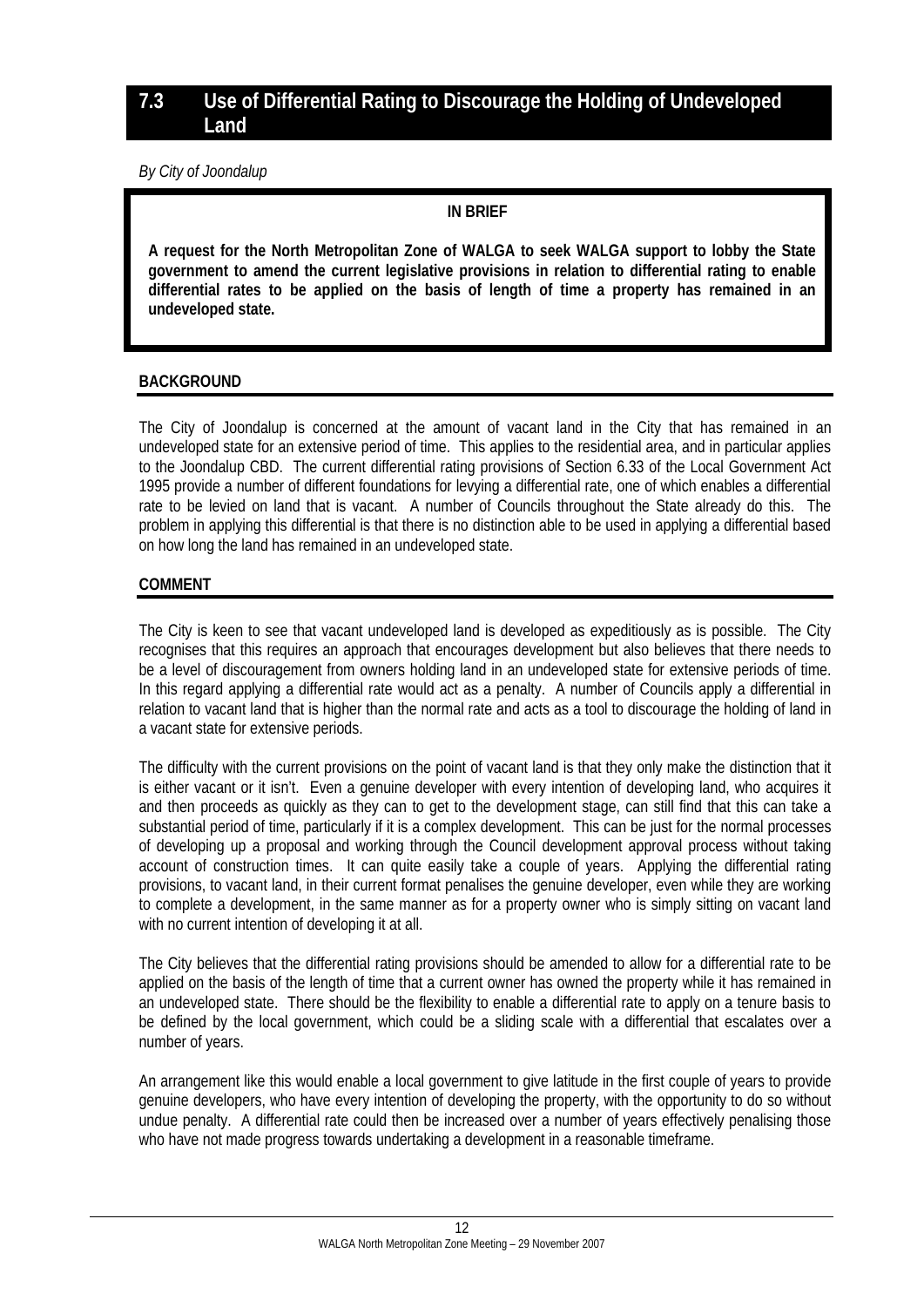## 7.3 Use of Differential Rating to Discourage the Holding of Undeveloped Land

*By City of Joondalup*

**IN BRIEF**

**A request for the North Metropolitan Zone of WALGA to seek WALGA support to lobby the State government to amend the current legislative provisions in relation to differential rating to enable differential rates to be applied on the basis of length of time a property has remained in an undeveloped state.**

### BACKGROUND

The City of Joondalup is concerned at the amount of vacant land in the City that has remained in an undeveloped state for an extensive period of time. This applies to the residential area, and in particular applies to the Joondalup CBD. The current differential rating provisions of Section 6.33 of the Local Government Act 1995 provide a number of different foundations for levying a differential rate, one of which enables a differential rate to be levied on land that is vacant. A number of Councils throughout the State already do this. The problem in applying this differential is that there is no distinction able to be used in applying a differential based on how long the land has remained in an undeveloped state.

### COMMENT

The City is keen to see that vacant undeveloped land is developed as expeditiously as is possible. The City recognises that this requires an approach that encourages development but also believes that there needs to be a level of discouragement from owners holding land in an undeveloped state for extensive periods of time. In this regard applying a differential rate would act as a penalty. A number of Councils apply a differential in relation to vacant land that is higher than the normal rate and acts as a tool to discourage the holding of land in a vacant state for extensive periods.

The difficulty with the current provisions on the point of vacant land is that they only make the distinction that it is either vacant or it isn't. Even a genuine developer with every intention of developing land, who acquires it and then proceeds as quickly as they can to get to the development stage, can still find that this can take a substantial period of time, particularly if it is a complex development. This can be just for the normal processes of developing up a proposal and working through the Council development approval process without taking account of construction times. It can quite easily take a couple of years. Applying the differential rating provisions, to vacant land, in their current format penalises the genuine developer, even while they are working to complete a development, in the same manner as for a property owner who is simply sitting on vacant land with no current intention of developing it at all.

The City believes that the differential rating provisions should be amended to allow for a differential rate to be applied on the basis of the length of time that a current owner has owned the property while it has remained in an undeveloped state. There should be the flexibility to enable a differential rate to apply on a tenure basis to be defined by the local government, which could be a sliding scale with a differential that escalates over a number of years.

An arrangement like this would enable a local government to give latitude in the first couple of years to provide genuine developers, who have every intention of developing the property, with the opportunity to do so without undue penalty. A differential rate could then be increased over a number of years effectively penalising those who have not made progress towards undertaking a development in a reasonable timeframe.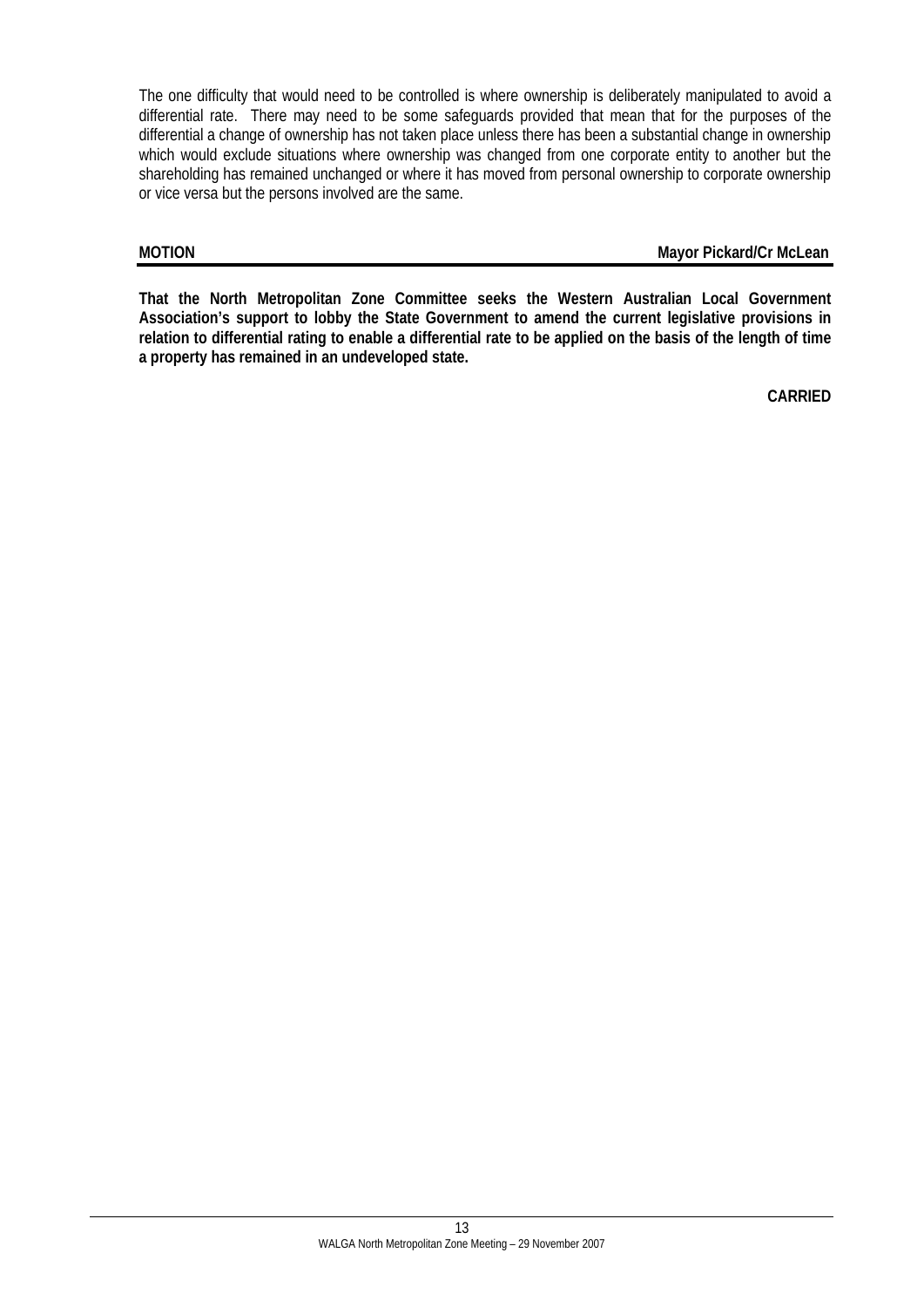The one difficulty that would need to be controlled is where ownership is deliberately manipulated to avoid a differential rate. There may need to be some safeguards provided that mean that for the purposes of the differential a change of ownership has not taken place unless there has been a substantial change in ownership which would exclude situations where ownership was changed from one corporate entity to another but the shareholding has remained unchanged or where it has moved from personal ownership to corporate ownership or vice versa but the persons involved are the same.

**MOTION** **Mayor Pickard/Cr McLean**

**That the North Metropolitan Zone Committee seeks the Western Australian Local Government Association's support to lobby the State Government to amend the current legislative provisions in relation to differential rating to enable a differential rate to be applied on the basis of the length of time a property has remained in an undeveloped state.**

**CARRIED**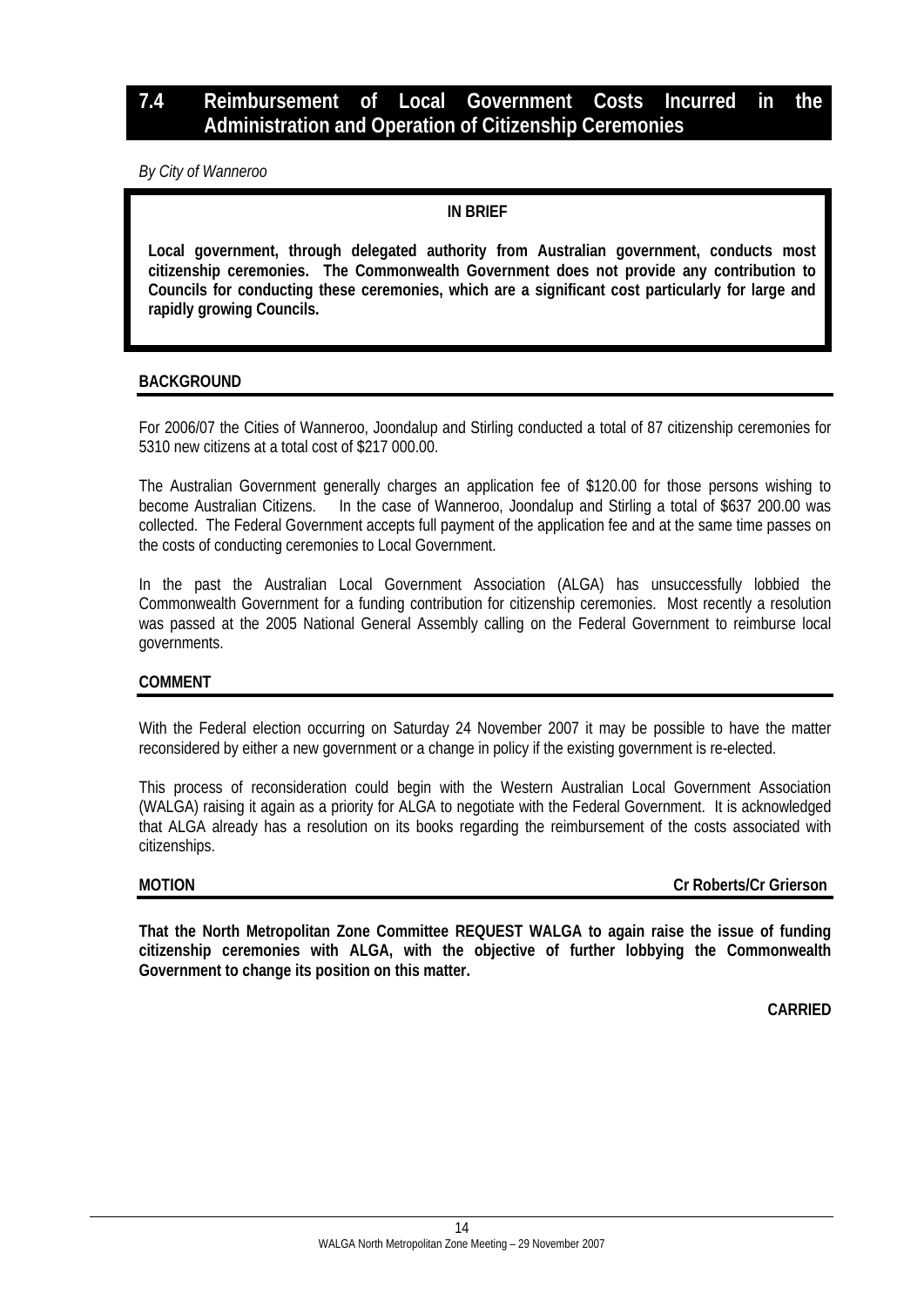## 7.4 Reimbursement of Local Government Costs Incurred in the Administration and Operation of Citizenship Ceremonies

*By City of Wanneroo*

**IN BRIEF**

**Local government, through delegated authority from Australian government, conducts most citizenship ceremonies. The Commonwealth Government does not provide any contribution to Councils for conducting these ceremonies, which are a significant cost particularly for large and rapidly growing Councils.**

**BACKGROUND**

For 2006/07 the Cities of Wanneroo, Joondalup and Stirling conducted a total of 87 citizenship ceremonies for 5310 new citizens at a total cost of $217 000.00.

The Australian Government generally charges an application fee of $120.00 for those persons wishing to become Australian Citizens. In the case of Wanneroo, Joondalup and Stirling a total of $637 200.00 was collected. The Federal Government accepts full payment of the application fee and at the same time passes on the costs of conducting ceremonies to Local Government.

In the past the Australian Local Government Association (ALGA) has unsuccessfully lobbied the Commonwealth Government for a funding contribution for citizenship ceremonies. Most recently a resolution was passed at the 2005 National General Assembly calling on the Federal Government to reimburse local governments.

**COMMENT**

With the Federal election occurring on Saturday 24 November 2007 it may be possible to have the matter reconsidered by either a new government or a change in policy if the existing government is re-elected.

This process of reconsideration could begin with the Western Australian Local Government Association (WALGA) raising it again as a priority for ALGA to negotiate with the Federal Government. It is acknowledged that ALGA already has a resolution on its books regarding the reimbursement of the costs associated with citizenships.

**MOTION** **Cr Roberts/Cr Grierson**

**That the North Metropolitan Zone Committee REQUEST WALGA to again raise the issue of funding citizenship ceremonies with ALGA, with the objective of further lobbying the Commonwealth Government to change its position on this matter.**

**CARRIED**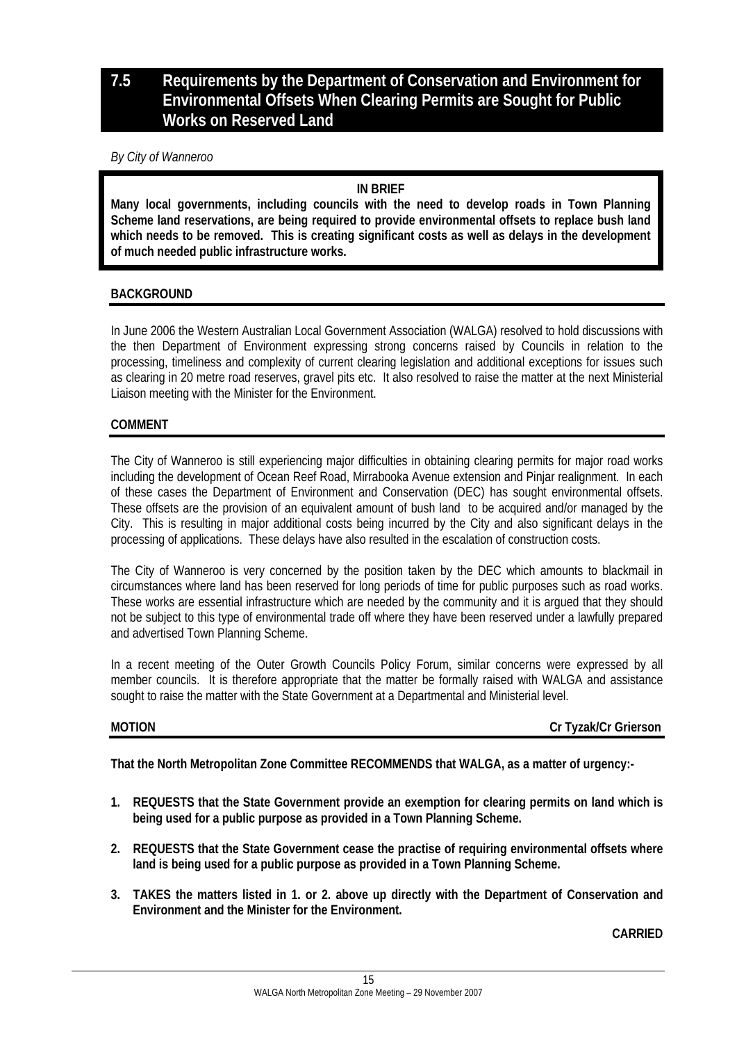## 7.5 Requirements by the Department of Conservation and Environment for Environmental Offsets When Clearing Permits are Sought for Public Works on Reserved Land

*By City of Wanneroo*

**IN BRIEF**

**Many local governments, including councils with the need to develop roads in Town Planning Scheme land reservations, are being required to provide environmental offsets to replace bush land which needs to be removed. This is creating significant costs as well as delays in the development of much needed public infrastructure works.**

**BACKGROUND**

In June 2006 the Western Australian Local Government Association (WALGA) resolved to hold discussions with the then Department of Environment expressing strong concerns raised by Councils in relation to the processing, timeliness and complexity of current clearing legislation and additional exceptions for issues such as clearing in 20 metre road reserves, gravel pits etc. It also resolved to raise the matter at the next Ministerial Liaison meeting with the Minister for the Environment.

**COMMENT**

The City of Wanneroo is still experiencing major difficulties in obtaining clearing permits for major road works including the development of Ocean Reef Road, Mirrabooka Avenue extension and Pinjar realignment. In each of these cases the Department of Environment and Conservation (DEC) has sought environmental offsets. These offsets are the provision of an equivalent amount of bush land to be acquired and/or managed by the City. This is resulting in major additional costs being incurred by the City and also significant delays in the processing of applications. These delays have also resulted in the escalation of construction costs.

The City of Wanneroo is very concerned by the position taken by the DEC which amounts to blackmail in circumstances where land has been reserved for long periods of time for public purposes such as road works. These works are essential infrastructure which are needed by the community and it is argued that they should not be subject to this type of environmental trade off where they have been reserved under a lawfully prepared and advertised Town Planning Scheme.

In a recent meeting of the Outer Growth Councils Policy Forum, similar concerns were expressed by all member councils. It is therefore appropriate that the matter be formally raised with WALGA and assistance sought to raise the matter with the State Government at a Departmental and Ministerial level.

**MOTION** **Cr Tyzak/Cr Grierson**

**That the North Metropolitan Zone Committee RECOMMENDS that WALGA, as a matter of urgency:-**

1. **REQUESTS that the State Government provide an exemption for clearing permits on land which is being used for a public purpose as provided in a Town Planning Scheme.**
2. **REQUESTS that the State Government cease the practise of requiring environmental offsets where land is being used for a public purpose as provided in a Town Planning Scheme.**
3. **TAKES the matters listed in 1. or 2. above up directly with the Department of Conservation and Environment and the Minister for the Environment.**

**CARRIED**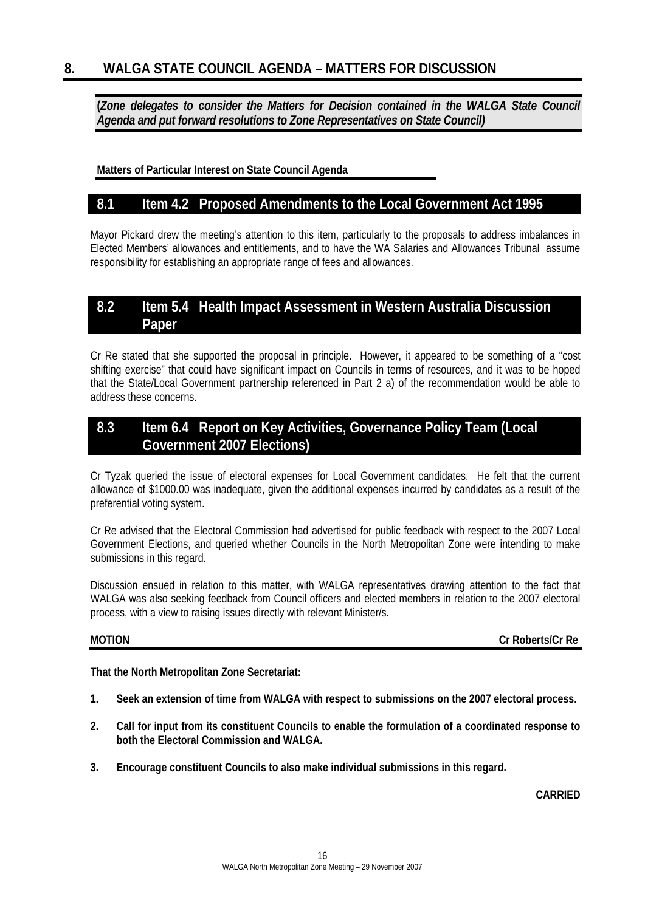# 8. WALGA STATE COUNCIL AGENDA – MATTERS FOR DISCUSSION

**(*Zone delegates to consider the Matters for Decision contained in the WALGA State Council Agenda and put forward resolutions to Zone Representatives on State Council)***

**Matters of Particular Interest on State Council Agenda**

## 8.1 Item 4.2 Proposed Amendments to the Local Government Act 1995

Mayor Pickard drew the meeting's attention to this item, particularly to the proposals to address imbalances in Elected Members' allowances and entitlements, and to have the WA Salaries and Allowances Tribunal assume responsibility for establishing an appropriate range of fees and allowances.

## 8.2 Item 5.4 Health Impact Assessment in Western Australia Discussion Paper

Cr Re stated that she supported the proposal in principle. However, it appeared to be something of a "cost shifting exercise" that could have significant impact on Councils in terms of resources, and it was to be hoped that the State/Local Government partnership referenced in Part 2 a) of the recommendation would be able to address these concerns.

## 8.3 Item 6.4 Report on Key Activities, Governance Policy Team (Local Government 2007 Elections)

Cr Tyzak queried the issue of electoral expenses for Local Government candidates. He felt that the current allowance of $1000.00 was inadequate, given the additional expenses incurred by candidates as a result of the preferential voting system.

Cr Re advised that the Electoral Commission had advertised for public feedback with respect to the 2007 Local Government Elections, and queried whether Councils in the North Metropolitan Zone were intending to make submissions in this regard.

Discussion ensued in relation to this matter, with WALGA representatives drawing attention to the fact that WALGA was also seeking feedback from Council officers and elected members in relation to the 2007 electoral process, with a view to raising issues directly with relevant Minister/s.

**MOTION** **Cr Roberts/Cr Re**

**That the North Metropolitan Zone Secretariat:**

1. **Seek an extension of time from WALGA with respect to submissions on the 2007 electoral process.**
2. **Call for input from its constituent Councils to enable the formulation of a coordinated response to both the Electoral Commission and WALGA.**
3. **Encourage constituent Councils to also make individual submissions in this regard.**

**CARRIED**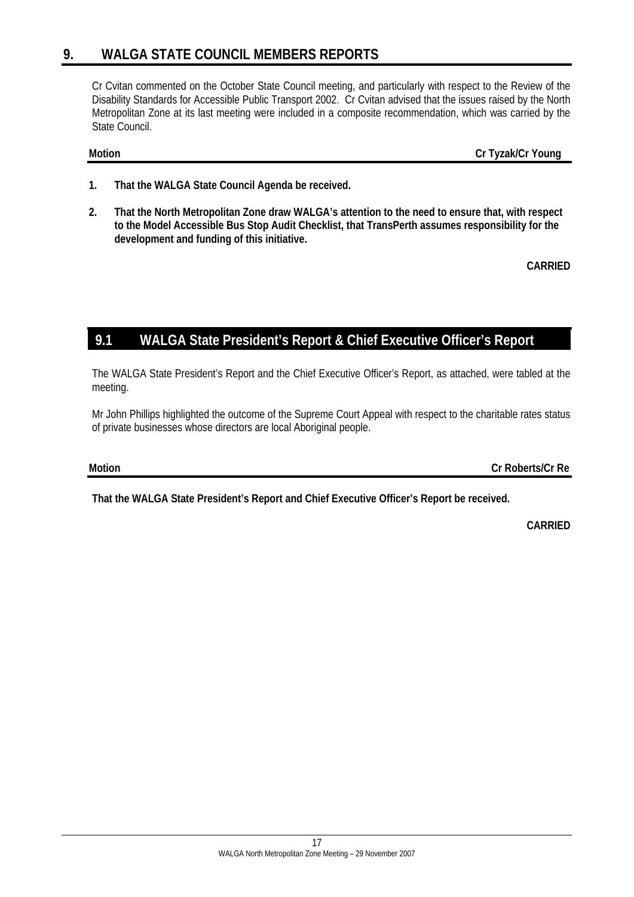# 9. WALGA STATE COUNCIL MEMBERS REPORTS

Cr Cvitan commented on the October State Council meeting, and particularly with respect to the Review of the Disability Standards for Accessible Public Transport 2002. Cr Cvitan advised that the issues raised by the North Metropolitan Zone at its last meeting were included in a composite recommendation, which was carried by the State Council.

**Motion** **Cr Tyzak/Cr Young**

1. **That the WALGA State Council Agenda be received.**
2. **That the North Metropolitan Zone draw WALGA's attention to the need to ensure that, with respect to the Model Accessible Bus Stop Audit Checklist, that TransPerth assumes responsibility for the development and funding of this initiative.**

**CARRIED**

## 9.1 WALGA State President's Report & Chief Executive Officer's Report

The WALGA State President's Report and the Chief Executive Officer's Report, as attached, were tabled at the meeting.

Mr John Phillips highlighted the outcome of the Supreme Court Appeal with respect to the charitable rates status of private businesses whose directors are local Aboriginal people.

**Motion** **Cr Roberts/Cr Re**

**That the WALGA State President's Report and Chief Executive Officer's Report be received.**

**CARRIED**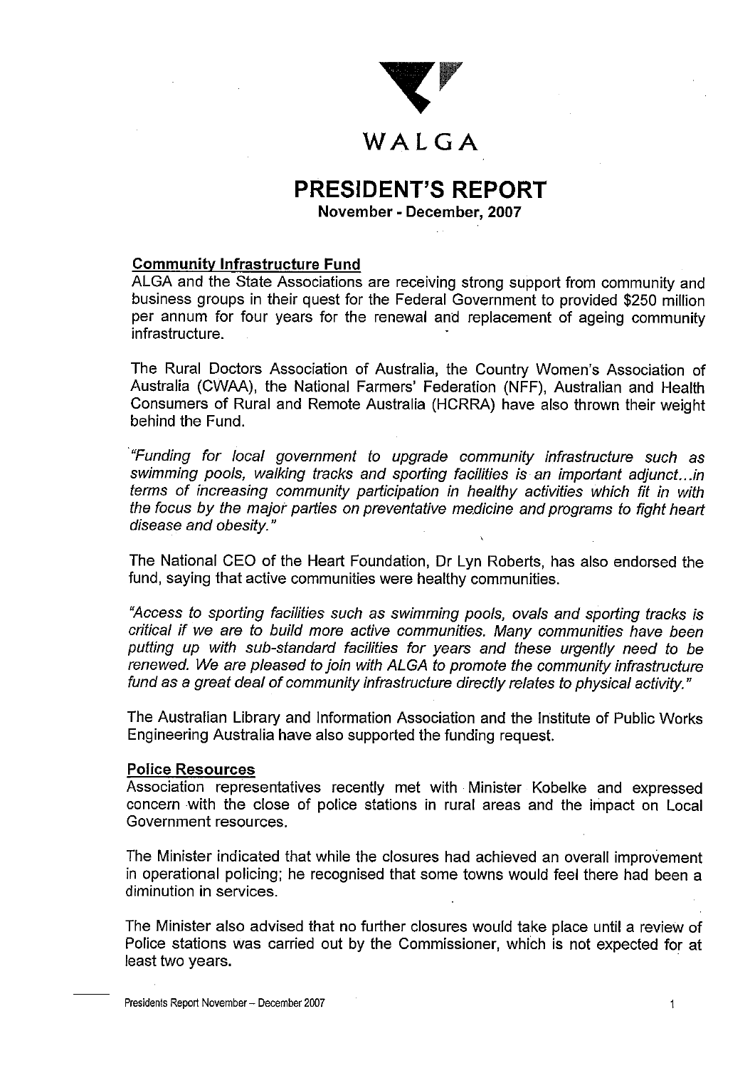# WALGA

## PRESIDENT'S REPORT

**November - December, 2007**

### Community Infrastructure Fund

ALGA and the State Associations are receiving strong support from community and business groups in their quest for the Federal Government to provided $250 million per annum for four years for the renewal and replacement of ageing community infrastructure.

The Rural Doctors Association of Australia, the Country Women's Association of Australia (CWAA), the National Farmers' Federation (NFF), Australian and Health Consumers of Rural and Remote Australia (HCRRA) have also thrown their weight behind the Fund.

*"Funding for local government to upgrade community infrastructure such as swimming pools, walking tracks and sporting facilities is an important adjunct...in terms of increasing community participation in healthy activities which fit in with the focus by the major parties on preventative medicine and programs to fight heart disease and obesity."*

The National CEO of the Heart Foundation, Dr Lyn Roberts, has also endorsed the fund, saying that active communities were healthy communities.

*"Access to sporting facilities such as swimming pools, ovals and sporting tracks is critical if we are to build more active communities. Many communities have been putting up with sub-standard facilities for years and these urgently need to be renewed. We are pleased to join with ALGA to promote the community infrastructure fund as a great deal of community infrastructure directly relates to physical activity."*

The Australian Library and Information Association and the Institute of Public Works Engineering Australia have also supported the funding request.

### Police Resources

Association representatives recently met with Minister Kobelke and expressed concern with the close of police stations in rural areas and the impact on Local Government resources.

The Minister indicated that while the closures had achieved an overall improvement in operational policing; he recognised that some towns would feel there had been a diminution in services.

The Minister also advised that no further closures would take place until a review of Police stations was carried out by the Commissioner, which is not expected for at least two years.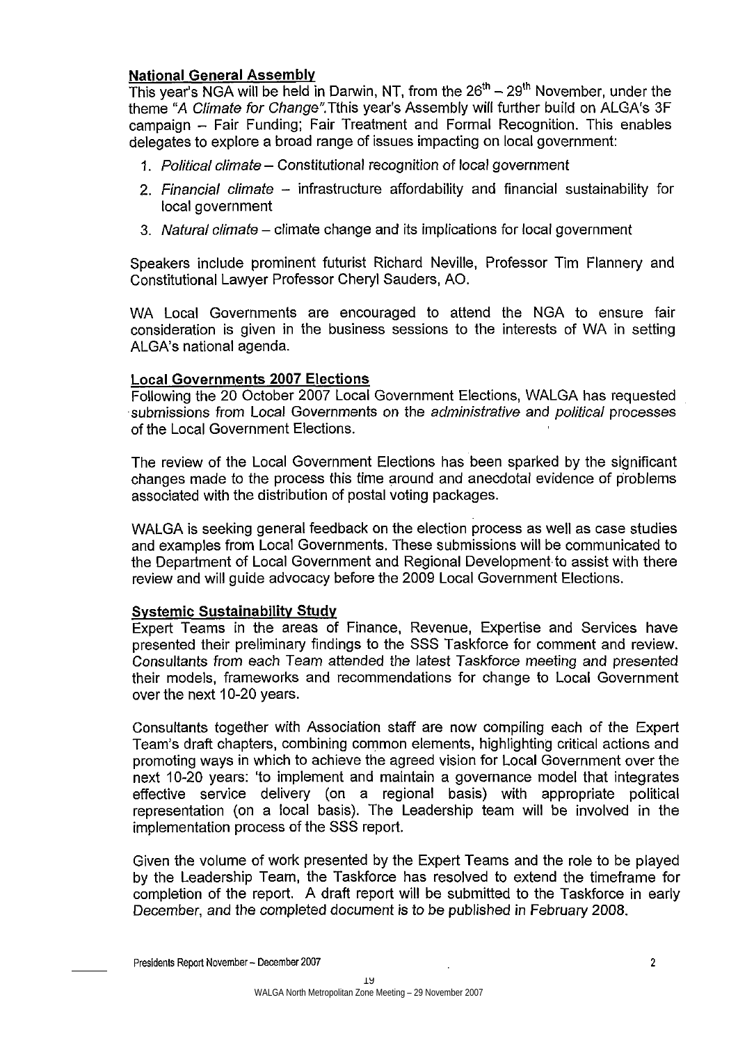## National General Assembly

This year's NGA will be held in Darwin, NT, from the 26th – 29th November, under the theme *"A Climate for Change"*.Tthis year's Assembly will further build on ALGA's 3F campaign – Fair Funding; Fair Treatment and Formal Recognition. This enables delegates to explore a broad range of issues impacting on local government:

1. *Political climate* – Constitutional recognition of local government
2. *Financial climate* – infrastructure affordability and financial sustainability for local government
3. *Natural climate* – climate change and its implications for local government

Speakers include prominent futurist Richard Neville, Professor Tim Flannery and Constitutional Lawyer Professor Cheryl Sauders, AO.

WA Local Governments are encouraged to attend the NGA to ensure fair consideration is given in the business sessions to the interests of WA in setting ALGA's national agenda.

## Local Governments 2007 Elections

Following the 20 October 2007 Local Government Elections, WALGA has requested submissions from Local Governments on the *administrative* and *political* processes of the Local Government Elections.

The review of the Local Government Elections has been sparked by the significant changes made to the process this time around and anecdotal evidence of problems associated with the distribution of postal voting packages.

WALGA is seeking general feedback on the election process as well as case studies and examples from Local Governments. These submissions will be communicated to the Department of Local Government and Regional Development to assist with there review and will guide advocacy before the 2009 Local Government Elections.

## Systemic Sustainability Study

Expert Teams in the areas of Finance, Revenue, Expertise and Services have presented their preliminary findings to the SSS Taskforce for comment and review. Consultants from each Team attended the latest Taskforce meeting and presented their models, frameworks and recommendations for change to Local Government over the next 10-20 years.

Consultants together with Association staff are now compiling each of the Expert Team's draft chapters, combining common elements, highlighting critical actions and promoting ways in which to achieve the agreed vision for Local Government over the next 10-20 years: 'to implement and maintain a governance model that integrates effective service delivery (on a regional basis) with appropriate political representation (on a local basis). The Leadership team will be involved in the implementation process of the SSS report.

Given the volume of work presented by the Expert Teams and the role to be played by the Leadership Team, the Taskforce has resolved to extend the timeframe for completion of the report. A draft report will be submitted to the Taskforce in early December, and the completed document is to be published in February 2008.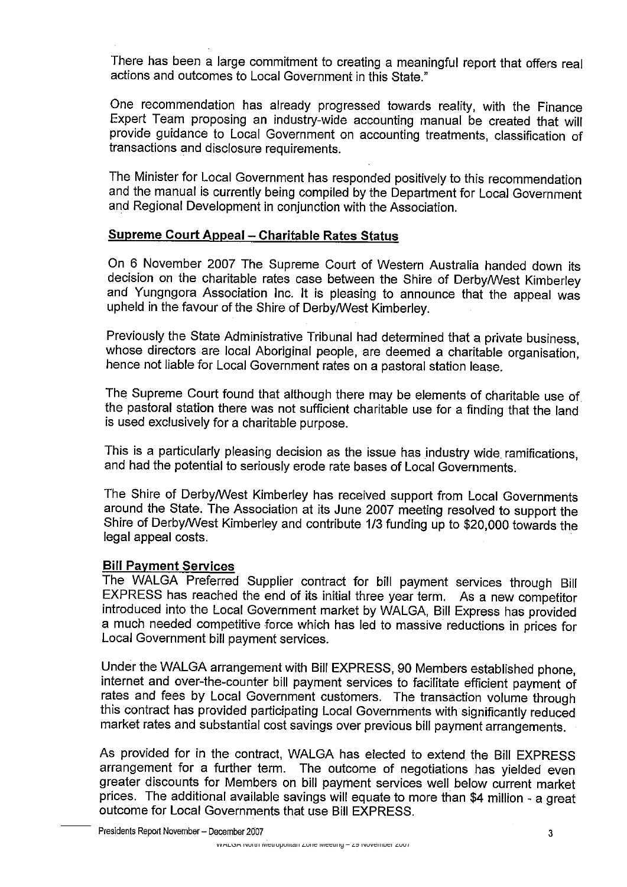There has been a large commitment to creating a meaningful report that offers real actions and outcomes to Local Government in this State."

One recommendation has already progressed towards reality, with the Finance Expert Team proposing an industry-wide accounting manual be created that will provide guidance to Local Government on accounting treatments, classification of transactions and disclosure requirements.

The Minister for Local Government has responded positively to this recommendation and the manual is currently being compiled by the Department for Local Government and Regional Development in conjunction with the Association.

## Supreme Court Appeal – Charitable Rates Status

On 6 November 2007 The Supreme Court of Western Australia handed down its decision on the charitable rates case between the Shire of Derby/West Kimberley and Yungngora Association Inc. It is pleasing to announce that the appeal was upheld in the favour of the Shire of Derby/West Kimberley.

Previously the State Administrative Tribunal had determined that a private business, whose directors are local Aboriginal people, are deemed a charitable organisation, hence not liable for Local Government rates on a pastoral station lease.

The Supreme Court found that although there may be elements of charitable use of the pastoral station there was not sufficient charitable use for a finding that the land is used exclusively for a charitable purpose.

This is a particularly pleasing decision as the issue has industry wide ramifications, and had the potential to seriously erode rate bases of Local Governments.

The Shire of Derby/West Kimberley has received support from Local Governments around the State. The Association at its June 2007 meeting resolved to support the Shire of Derby/West Kimberley and contribute 1/3 funding up to $20,000 towards the legal appeal costs.

## Bill Payment Services

The WALGA Preferred Supplier contract for bill payment services through Bill EXPRESS has reached the end of its initial three year term. As a new competitor introduced into the Local Government market by WALGA, Bill Express has provided a much needed competitive force which has led to massive reductions in prices for Local Government bill payment services.

Under the WALGA arrangement with Bill EXPRESS, 90 Members established phone, internet and over-the-counter bill payment services to facilitate efficient payment of rates and fees by Local Government customers. The transaction volume through this contract has provided participating Local Governments with significantly reduced market rates and substantial cost savings over previous bill payment arrangements.

As provided for in the contract, WALGA has elected to extend the Bill EXPRESS arrangement for a further term. The outcome of negotiations has yielded even greater discounts for Members on bill payment services well below current market prices. The additional available savings will equate to more than $4 million - a great outcome for Local Governments that use Bill EXPRESS.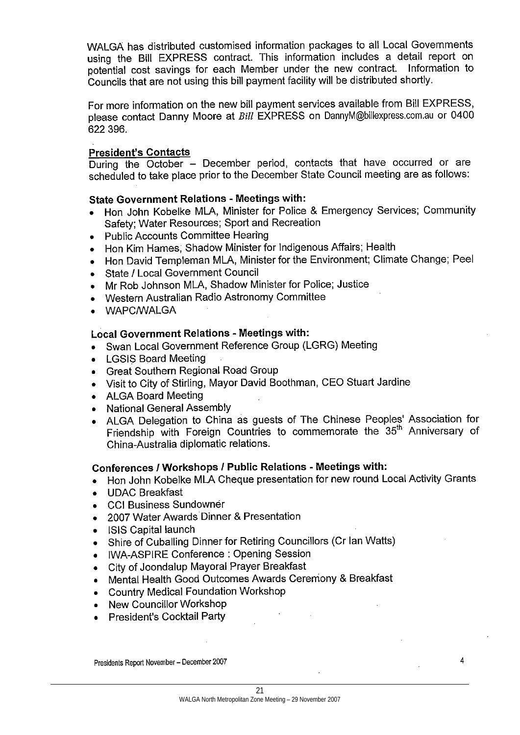WALGA has distributed customised information packages to all Local Governments using the Bill EXPRESS contract. This information includes a detail report on potential cost savings for each Member under the new contract. Information to Councils that are not using this bill payment facility will be distributed shortly.

For more information on the new bill payment services available from Bill EXPRESS, please contact Danny Moore at *Bill* EXPRESS on DannyM@billexpress.com.au or 0400 622 396.

## President's Contacts

During the October – December period, contacts that have occurred or are scheduled to take place prior to the December State Council meeting are as follows:

### State Government Relations - Meetings with:

- Hon John Kobelke MLA, Minister for Police & Emergency Services; Community Safety; Water Resources; Sport and Recreation
- Public Accounts Committee Hearing
- Hon Kim Hames, Shadow Minister for Indigenous Affairs; Health
- Hon David Templeman MLA, Minister for the Environment; Climate Change; Peel
- State / Local Government Council
- Mr Rob Johnson MLA, Shadow Minister for Police; Justice
- Western Australian Radio Astronomy Committee
- WAPC/WALGA

### Local Government Relations - Meetings with:

- Swan Local Government Reference Group (LGRG) Meeting
- LGSIS Board Meeting
- Great Southern Regional Road Group
- Visit to City of Stirling, Mayor David Boothman, CEO Stuart Jardine
- ALGA Board Meeting
- National General Assembly
- ALGA Delegation to China as guests of The Chinese Peoples' Association for Friendship with Foreign Countries to commemorate the 35th Anniversary of China-Australia diplomatic relations.

### Conferences / Workshops / Public Relations - Meetings with:

- Hon John Kobelke MLA Cheque presentation for new round Local Activity Grants
- UDAC Breakfast
- CCI Business Sundowner
- 2007 Water Awards Dinner & Presentation
- ISIS Capital launch
- Shire of Cuballing Dinner for Retiring Councillors (Cr Ian Watts)
- IWA-ASPIRE Conference : Opening Session
- City of Joondalup Mayoral Prayer Breakfast
- Mental Health Good Outcomes Awards Ceremony & Breakfast
- Country Medical Foundation Workshop
- New Councillor Workshop
- President's Cocktail Party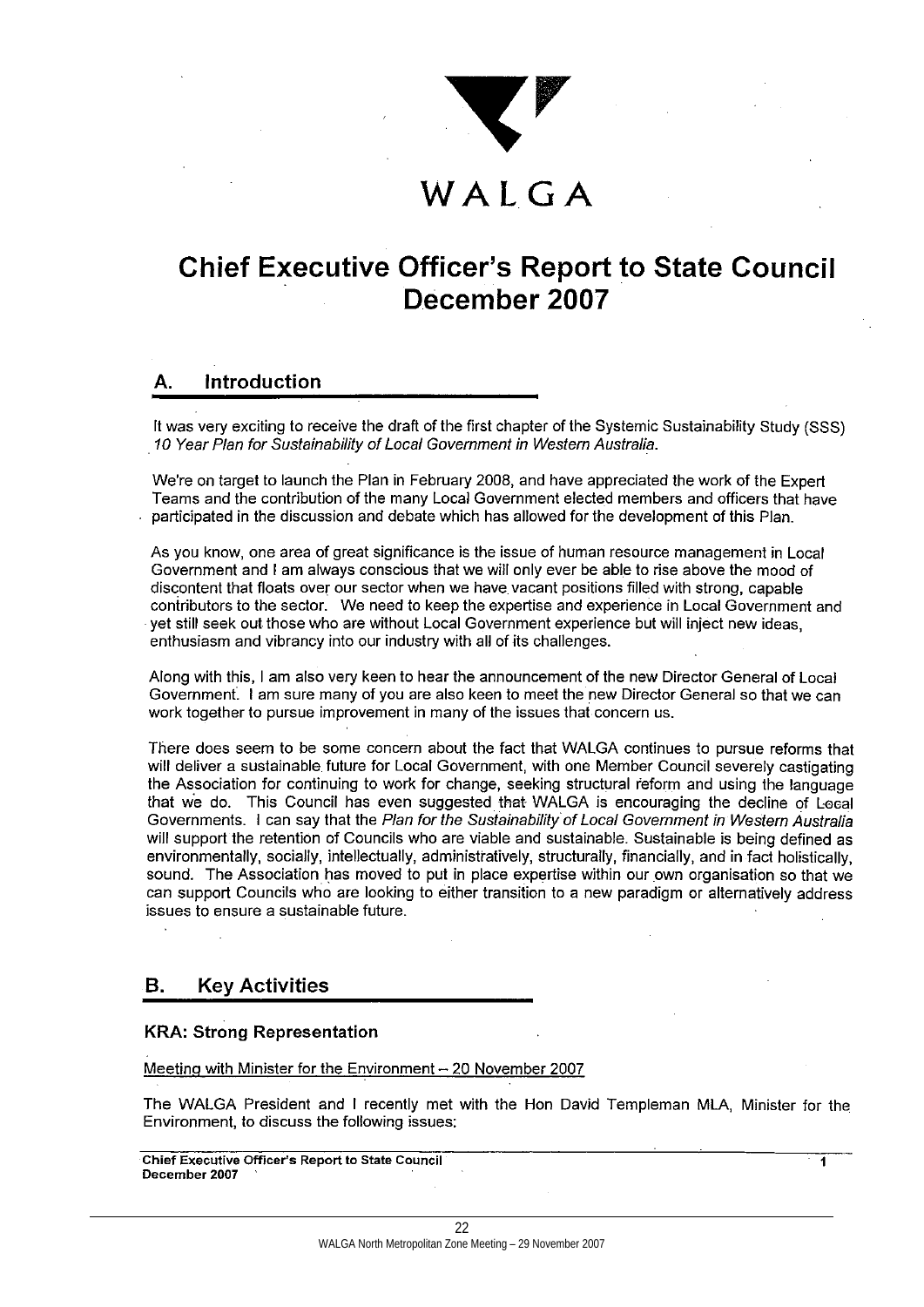WALGA

# Chief Executive Officer's Report to State Council December 2007

## A. Introduction

It was very exciting to receive the draft of the first chapter of the Systemic Sustainability Study (SSS) *10 Year Plan for Sustainability of Local Government in Western Australia*.

We're on target to launch the Plan in February 2008, and have appreciated the work of the Expert Teams and the contribution of the many Local Government elected members and officers that have participated in the discussion and debate which has allowed for the development of this Plan.

As you know, one area of great significance is the issue of human resource management in Local Government and I am always conscious that we will only ever be able to rise above the mood of discontent that floats over our sector when we have vacant positions filled with strong, capable contributors to the sector. We need to keep the expertise and experience in Local Government and yet still seek out those who are without Local Government experience but will inject new ideas, enthusiasm and vibrancy into our industry with all of its challenges.

Along with this, I am also very keen to hear the announcement of the new Director General of Local Government. I am sure many of you are also keen to meet the new Director General so that we can work together to pursue improvement in many of the issues that concern us.

There does seem to be some concern about the fact that WALGA continues to pursue reforms that will deliver a sustainable future for Local Government, with one Member Council severely castigating the Association for continuing to work for change, seeking structural reform and using the language that we do. This Council has even suggested that WALGA is encouraging the decline of Local Governments. I can say that the *Plan for the Sustainability of Local Government in Western Australia* will support the retention of Councils who are viable and sustainable. Sustainable is being defined as environmentally, socially, intellectually, administratively, structurally, financially, and in fact holistically, sound. The Association has moved to put in place expertise within our own organisation so that we can support Councils who are looking to either transition to a new paradigm or alternatively address issues to ensure a sustainable future.

## B. Key Activities

### KRA: Strong Representation

Meeting with Minister for the Environment – 20 November 2007

The WALGA President and I recently met with the Hon David Templeman MLA, Minister for the Environment, to discuss the following issues: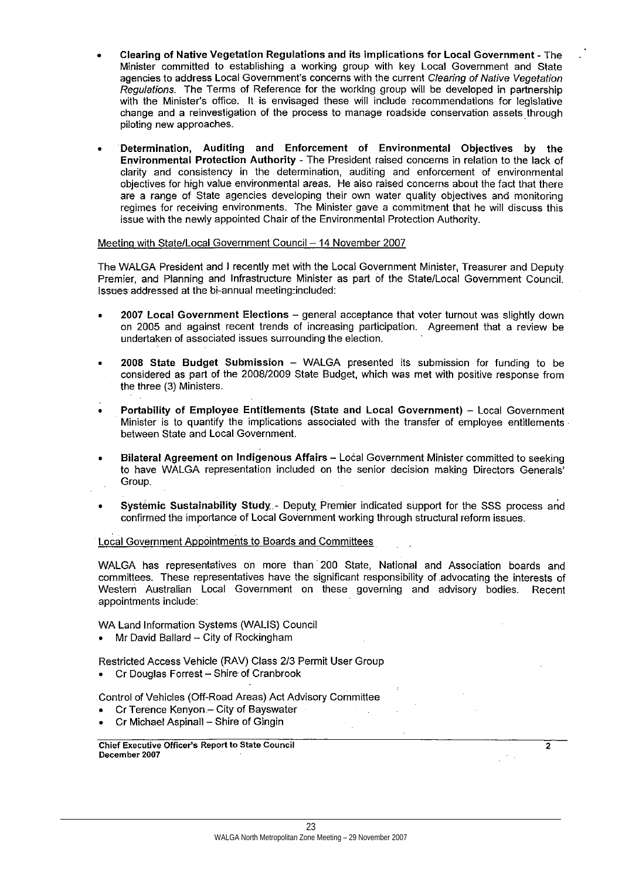- **Clearing of Native Vegetation Regulations and its implications for Local Government** - The Minister committed to establishing a working group with key Local Government and State agencies to address Local Government's concerns with the current *Clearing of Native Vegetation Regulations*. The Terms of Reference for the working group will be developed in partnership with the Minister's office. It is envisaged these will include recommendations for legislative change and a reinvestigation of the process to manage roadside conservation assets through piloting new approaches.

- **Determination, Auditing and Enforcement of Environmental Objectives by the Environmental Protection Authority** - The President raised concerns in relation to the lack of clarity and consistency in the determination, auditing and enforcement of environmental objectives for high value environmental areas. He also raised concerns about the fact that there are a range of State agencies developing their own water quality objectives and monitoring regimes for receiving environments. The Minister gave a commitment that he will discuss this issue with the newly appointed Chair of the Environmental Protection Authority.

Meeting with State/Local Government Council – 14 November 2007

The WALGA President and I recently met with the Local Government Minister, Treasurer and Deputy Premier, and Planning and Infrastructure Minister as part of the State/Local Government Council. Issues addressed at the bi-annual meeting included:

- **2007 Local Government Elections** – general acceptance that voter turnout was slightly down on 2005 and against recent trends of increasing participation. Agreement that a review be undertaken of associated issues surrounding the election.

- **2008 State Budget Submission** – WALGA presented its submission for funding to be considered as part of the 2008/2009 State Budget, which was met with positive response from the three (3) Ministers.

- **Portability of Employee Entitlements (State and Local Government)** – Local Government Minister is to quantify the implications associated with the transfer of employee entitlements between State and Local Government.

- **Bilateral Agreement on Indigenous Affairs** – Local Government Minister committed to seeking to have WALGA representation included on the senior decision making Directors Generals' Group.

- **Systemic Sustainability Study** - Deputy Premier indicated support for the SSS process and confirmed the importance of Local Government working through structural reform issues.

Local Government Appointments to Boards and Committees

WALGA has representatives on more than 200 State, National and Association boards and committees. These representatives have the significant responsibility of advocating the interests of Western Australian Local Government on these governing and advisory bodies. Recent appointments include:

WA Land Information Systems (WALIS) Council
- Mr David Ballard – City of Rockingham

Restricted Access Vehicle (RAV) Class 2/3 Permit User Group
- Cr Douglas Forrest – Shire of Cranbrook

Control of Vehicles (Off-Road Areas) Act Advisory Committee
- Cr Terence Kenyon – City of Bayswater
- Cr Michael Aspinall – Shire of Gingin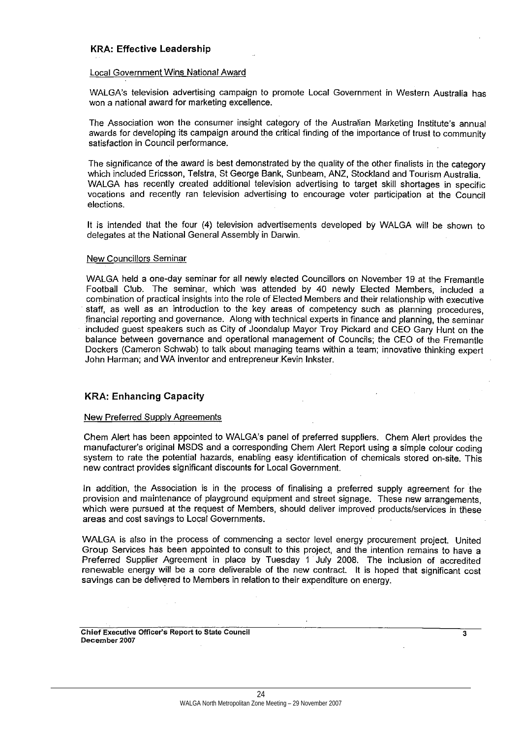## KRA: Effective Leadership

Local Government Wins National Award

WALGA's television advertising campaign to promote Local Government in Western Australia has won a national award for marketing excellence.

The Association won the consumer insight category of the Australian Marketing Institute's annual awards for developing its campaign around the critical finding of the importance of trust to community satisfaction in Council performance.

The significance of the award is best demonstrated by the quality of the other finalists in the category which included Ericsson, Telstra, St George Bank, Sunbeam, ANZ, Stockland and Tourism Australia. WALGA has recently created additional television advertising to target skill shortages in specific vocations and recently ran television advertising to encourage voter participation at the Council elections.

It is intended that the four (4) television advertisements developed by WALGA will be shown to delegates at the National General Assembly in Darwin.

New Councillors Seminar

WALGA held a one-day seminar for all newly elected Councillors on November 19 at the Fremantle Football Club. The seminar, which was attended by 40 newly Elected Members, included a combination of practical insights into the role of Elected Members and their relationship with executive staff, as well as an introduction to the key areas of competency such as planning procedures, financial reporting and governance. Along with technical experts in finance and planning, the seminar included guest speakers such as City of Joondalup Mayor Troy Pickard and CEO Gary Hunt on the balance between governance and operational management of Councils; the CEO of the Fremantle Dockers (Cameron Schwab) to talk about managing teams within a team; innovative thinking expert John Harman; and WA inventor and entrepreneur Kevin Inkster.

## KRA: Enhancing Capacity

New Preferred Supply Agreements

Chem Alert has been appointed to WALGA's panel of preferred suppliers. Chem Alert provides the manufacturer's original MSDS and a corresponding Chem Alert Report using a simple colour coding system to rate the potential hazards, enabling easy identification of chemicals stored on-site. This new contract provides significant discounts for Local Government.

In addition, the Association is in the process of finalising a preferred supply agreement for the provision and maintenance of playground equipment and street signage. These new arrangements, which were pursued at the request of Members, should deliver improved products/services in these areas and cost savings to Local Governments.

WALGA is also in the process of commencing a sector level energy procurement project. United Group Services has been appointed to consult to this project, and the intention remains to have a Preferred Supplier Agreement in place by Tuesday 1 July 2008. The inclusion of accredited renewable energy will be a core deliverable of the new contract. It is hoped that significant cost savings can be delivered to Members in relation to their expenditure on energy.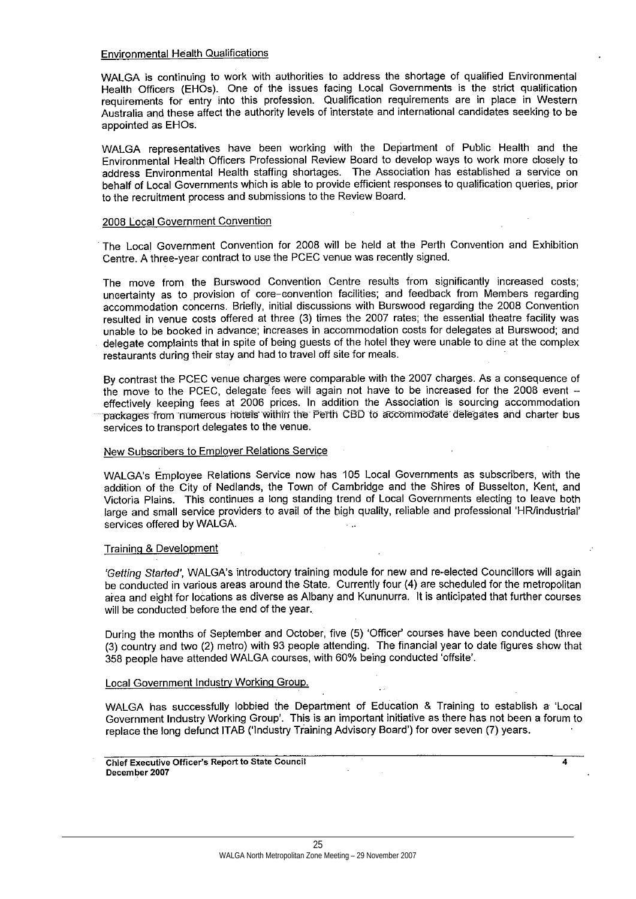## Environmental Health Qualifications

WALGA is continuing to work with authorities to address the shortage of qualified Environmental Health Officers (EHOs). One of the issues facing Local Governments is the strict qualification requirements for entry into this profession. Qualification requirements are in place in Western Australia and these affect the authority levels of interstate and international candidates seeking to be appointed as EHOs.

WALGA representatives have been working with the Department of Public Health and the Environmental Health Officers Professional Review Board to develop ways to work more closely to address Environmental Health staffing shortages. The Association has established a service on behalf of Local Governments which is able to provide efficient responses to qualification queries, prior to the recruitment process and submissions to the Review Board.

## 2008 Local Government Convention

The Local Government Convention for 2008 will be held at the Perth Convention and Exhibition Centre. A three-year contract to use the PCEC venue was recently signed.

The move from the Burswood Convention Centre results from significantly increased costs; uncertainty as to provision of core-convention facilities; and feedback from Members regarding accommodation concerns. Briefly, initial discussions with Burswood regarding the 2008 Convention resulted in venue costs offered at three (3) times the 2007 rates; the essential theatre facility was unable to be booked in advance; increases in accommodation costs for delegates at Burswood; and delegate complaints that in spite of being guests of the hotel they were unable to dine at the complex restaurants during their stay and had to travel off site for meals.

By contrast the PCEC venue charges were comparable with the 2007 charges. As a consequence of the move to the PCEC, delegate fees will again not have to be increased for the 2008 event – effectively keeping fees at 2006 prices. In addition the Association is sourcing accommodation packages from numerous hotels within the Perth CBD to accommodate delegates and charter bus services to transport delegates to the venue.

## New Subscribers to Employer Relations Service

WALGA's Employee Relations Service now has 105 Local Governments as subscribers, with the addition of the City of Nedlands, the Town of Cambridge and the Shires of Busselton, Kent, and Victoria Plains. This continues a long standing trend of Local Governments electing to leave both large and small service providers to avail of the high quality, reliable and professional 'HR/industrial' services offered by WALGA.

## Training & Development

*'Getting Started'*, WALGA's introductory training module for new and re-elected Councillors will again be conducted in various areas around the State. Currently four (4) are scheduled for the metropolitan area and eight for locations as diverse as Albany and Kununurra. It is anticipated that further courses will be conducted before the end of the year.

During the months of September and October, five (5) 'Officer' courses have been conducted (three (3) country and two (2) metro) with 93 people attending. The financial year to date figures show that 358 people have attended WALGA courses, with 60% being conducted 'offsite'.

## Local Government Industry Working Group.

WALGA has successfully lobbied the Department of Education & Training to establish a 'Local Government Industry Working Group'. This is an important initiative as there has not been a forum to replace the long defunct ITAB ('Industry Training Advisory Board') for over seven (7) years.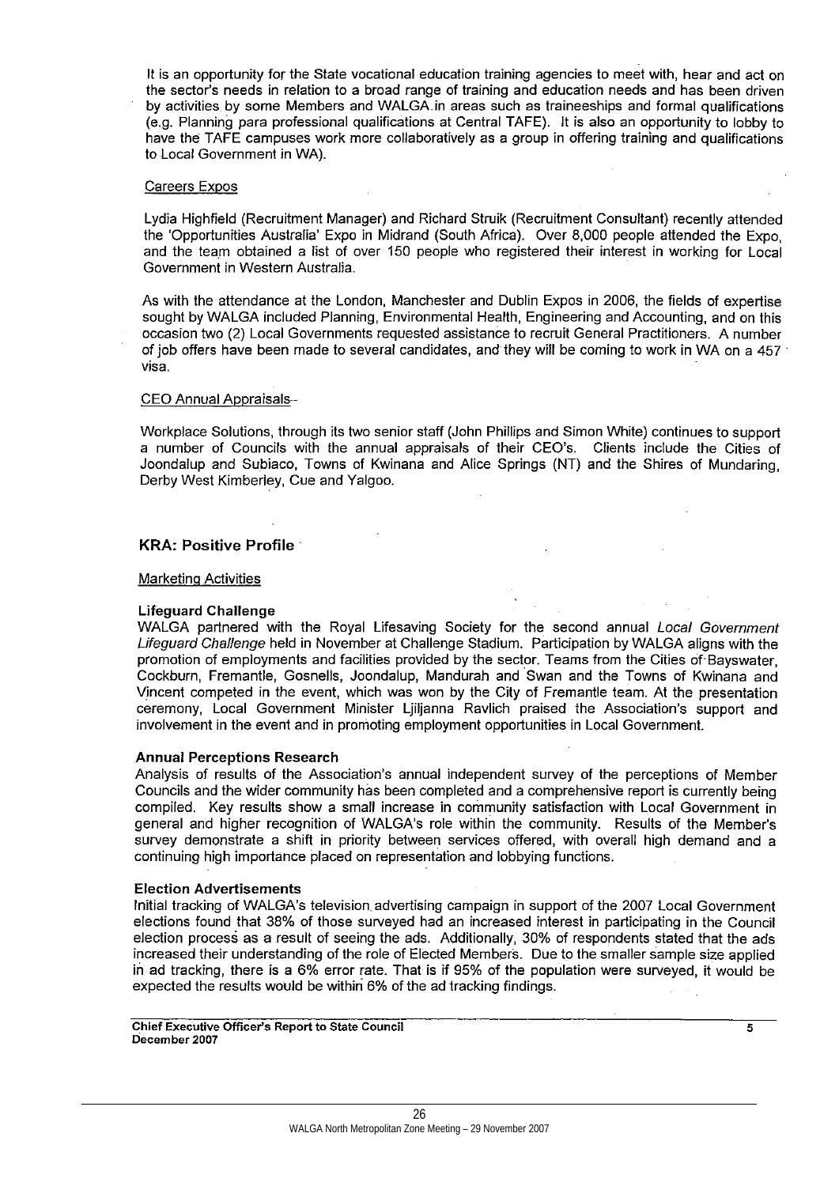It is an opportunity for the State vocational education training agencies to meet with, hear and act on the sector's needs in relation to a broad range of training and education needs and has been driven by activities by some Members and WALGA in areas such as traineeships and formal qualifications (e.g. Planning para professional qualifications at Central TAFE). It is also an opportunity to lobby to have the TAFE campuses work more collaboratively as a group in offering training and qualifications to Local Government in WA).

Careers Expos

Lydia Highfield (Recruitment Manager) and Richard Struik (Recruitment Consultant) recently attended the 'Opportunities Australia' Expo in Midrand (South Africa). Over 8,000 people attended the Expo, and the team obtained a list of over 150 people who registered their interest in working for Local Government in Western Australia.

As with the attendance at the London, Manchester and Dublin Expos in 2006, the fields of expertise sought by WALGA included Planning, Environmental Health, Engineering and Accounting, and on this occasion two (2) Local Governments requested assistance to recruit General Practitioners. A number of job offers have been made to several candidates, and they will be coming to work in WA on a 457 visa.

CEO Annual Appraisals

Workplace Solutions, through its two senior staff (John Phillips and Simon White) continues to support a number of Councils with the annual appraisals of their CEO's. Clients include the Cities of Joondalup and Subiaco, Towns of Kwinana and Alice Springs (NT) and the Shires of Mundaring, Derby West Kimberley, Cue and Yalgoo.

## KRA: Positive Profile

Marketing Activities

**Lifeguard Challenge**

WALGA partnered with the Royal Lifesaving Society for the second annual *Local Government Lifeguard Challenge* held in November at Challenge Stadium. Participation by WALGA aligns with the promotion of employments and facilities provided by the sector. Teams from the Cities of Bayswater, Cockburn, Fremantle, Gosnells, Joondalup, Mandurah and Swan and the Towns of Kwinana and Vincent competed in the event, which was won by the City of Fremantle team. At the presentation ceremony, Local Government Minister Ljiljanna Ravlich praised the Association's support and involvement in the event and in promoting employment opportunities in Local Government.

**Annual Perceptions Research**

Analysis of results of the Association's annual independent survey of the perceptions of Member Councils and the wider community has been completed and a comprehensive report is currently being compiled. Key results show a small increase in community satisfaction with Local Government in general and higher recognition of WALGA's role within the community. Results of the Member's survey demonstrate a shift in priority between services offered, with overall high demand and a continuing high importance placed on representation and lobbying functions.

**Election Advertisements**

Initial tracking of WALGA's television advertising campaign in support of the 2007 Local Government elections found that 38% of those surveyed had an increased interest in participating in the Council election process as a result of seeing the ads. Additionally, 30% of respondents stated that the ads increased their understanding of the role of Elected Members. Due to the smaller sample size applied in ad tracking, there is a 6% error rate. That is if 95% of the population were surveyed, it would be expected the results would be within 6% of the ad tracking findings.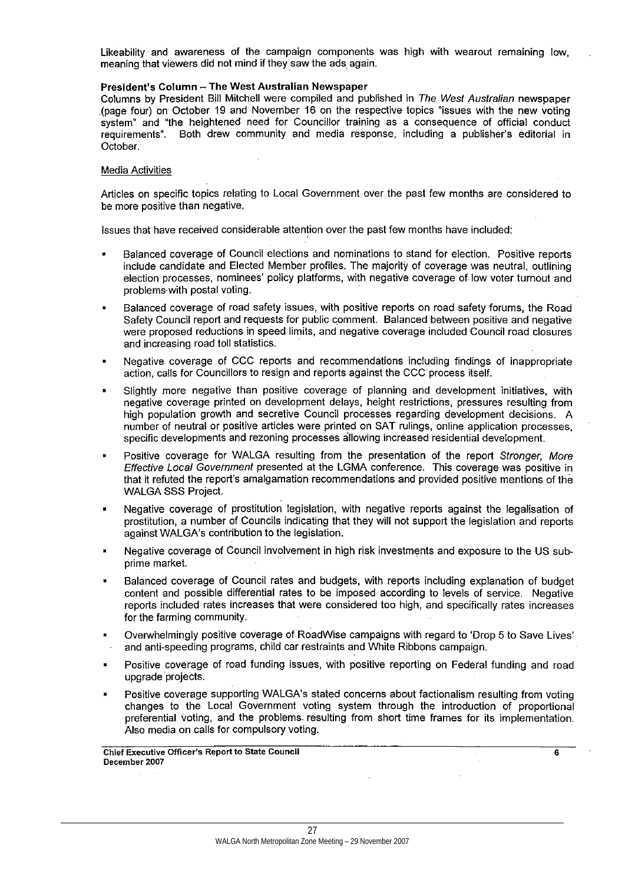Likeability and awareness of the campaign components was high with wearout remaining low, meaning that viewers did not mind if they saw the ads again.

**President's Column – The West Australian Newspaper**

Columns by President Bill Mitchell were compiled and published in *The West Australian* newspaper (page four) on October 19 and November 16 on the respective topics "issues with the new voting system" and "the heightened need for Councillor training as a consequence of official conduct requirements". Both drew community and media response, including a publisher's editorial in October.

Media Activities

Articles on specific topics relating to Local Government over the past few months are considered to be more positive than negative.

Issues that have received considerable attention over the past few months have included:

- Balanced coverage of Council elections and nominations to stand for election. Positive reports include candidate and Elected Member profiles. The majority of coverage was neutral, outlining election processes, nominees' policy platforms, with negative coverage of low voter turnout and problems with postal voting.
- Balanced coverage of road safety issues, with positive reports on road safety forums, the Road Safety Council report and requests for public comment. Balanced between positive and negative were proposed reductions in speed limits, and negative coverage included Council road closures and increasing road toll statistics.
- Negative coverage of CCC reports and recommendations including findings of inappropriate action, calls for Councillors to resign and reports against the CCC process itself.
- Slightly more negative than positive coverage of planning and development initiatives, with negative coverage printed on development delays, height restrictions, pressures resulting from high population growth and secretive Council processes regarding development decisions. A number of neutral or positive articles were printed on SAT rulings, online application processes, specific developments and rezoning processes allowing increased residential development.
- Positive coverage for WALGA resulting from the presentation of the report *Stronger, More Effective Local Government* presented at the LGMA conference. This coverage was positive in that it refuted the report's amalgamation recommendations and provided positive mentions of the WALGA SSS Project.
- Negative coverage of prostitution legislation, with negative reports against the legalisation of prostitution, a number of Councils indicating that they will not support the legislation and reports against WALGA's contribution to the legislation.
- Negative coverage of Council involvement in high risk investments and exposure to the US sub-prime market.
- Balanced coverage of Council rates and budgets, with reports including explanation of budget content and possible differential rates to be imposed according to levels of service. Negative reports included rates increases that were considered too high, and specifically rates increases for the farming community.
- Overwhelmingly positive coverage of RoadWise campaigns with regard to 'Drop 5 to Save Lives' and anti-speeding programs, child car restraints and White Ribbons campaign.
- Positive coverage of road funding issues, with positive reporting on Federal funding and road upgrade projects.
- Positive coverage supporting WALGA's stated concerns about factionalism resulting from voting changes to the Local Government voting system through the introduction of proportional preferential voting, and the problems resulting from short time frames for its implementation. Also media on calls for compulsory voting.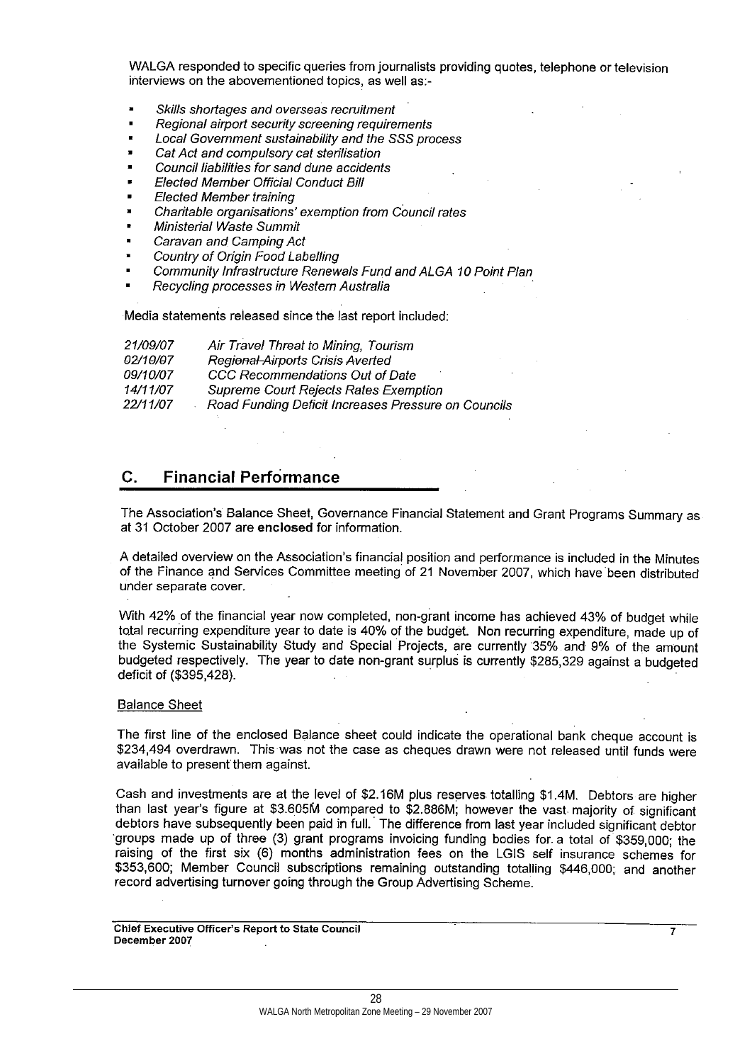WALGA responded to specific queries from journalists providing quotes, telephone or television interviews on the abovementioned topics, as well as:-

- *Skills shortages and overseas recruitment*
- *Regional airport security screening requirements*
- *Local Government sustainability and the SSS process*
- *Cat Act and compulsory cat sterilisation*
- *Council liabilities for sand dune accidents*
- *Elected Member Official Conduct Bill*
- *Elected Member training*
- *Charitable organisations' exemption from Council rates*
- *Ministerial Waste Summit*
- *Caravan and Camping Act*
- *Country of Origin Food Labelling*
- *Community Infrastructure Renewals Fund and ALGA 10 Point Plan*
- *Recycling processes in Western Australia*

Media statements released since the last report included:

| | |
|---|---|
| *21/09/07* | *Air Travel Threat to Mining, Tourism* |
| *02/10/07* | *Regional Airports Crisis Averted* |
| *09/10/07* | *CCC Recommendations Out of Date* |
| *14/11/07* | *Supreme Court Rejects Rates Exemption* |
| *22/11/07* | *Road Funding Deficit Increases Pressure on Councils* |

## C. Financial Performance

The Association's Balance Sheet, Governance Financial Statement and Grant Programs Summary as at 31 October 2007 are **enclosed** for information.

A detailed overview on the Association's financial position and performance is included in the Minutes of the Finance and Services Committee meeting of 21 November 2007, which have been distributed under separate cover.

With 42% of the financial year now completed, non-grant income has achieved 43% of budget while total recurring expenditure year to date is 40% of the budget. Non recurring expenditure, made up of the Systemic Sustainability Study and Special Projects, are currently 35% and 9% of the amount budgeted respectively. The year to date non-grant surplus is currently \$285,329 against a budgeted deficit of (\$395,428).

Balance Sheet

The first line of the enclosed Balance sheet could indicate the operational bank cheque account is \$234,494 overdrawn. This was not the case as cheques drawn were not released until funds were available to present them against.

Cash and investments are at the level of \$2.16M plus reserves totalling \$1.4M. Debtors are higher than last year's figure at \$3.605M compared to \$2.886M; however the vast majority of significant debtors have subsequently been paid in full. The difference from last year included significant debtor groups made up of three (3) grant programs invoicing funding bodies for a total of \$359,000; the raising of the first six (6) months administration fees on the LGIS self insurance schemes for \$353,600; Member Council subscriptions remaining outstanding totalling \$446,000; and another record advertising turnover going through the Group Advertising Scheme.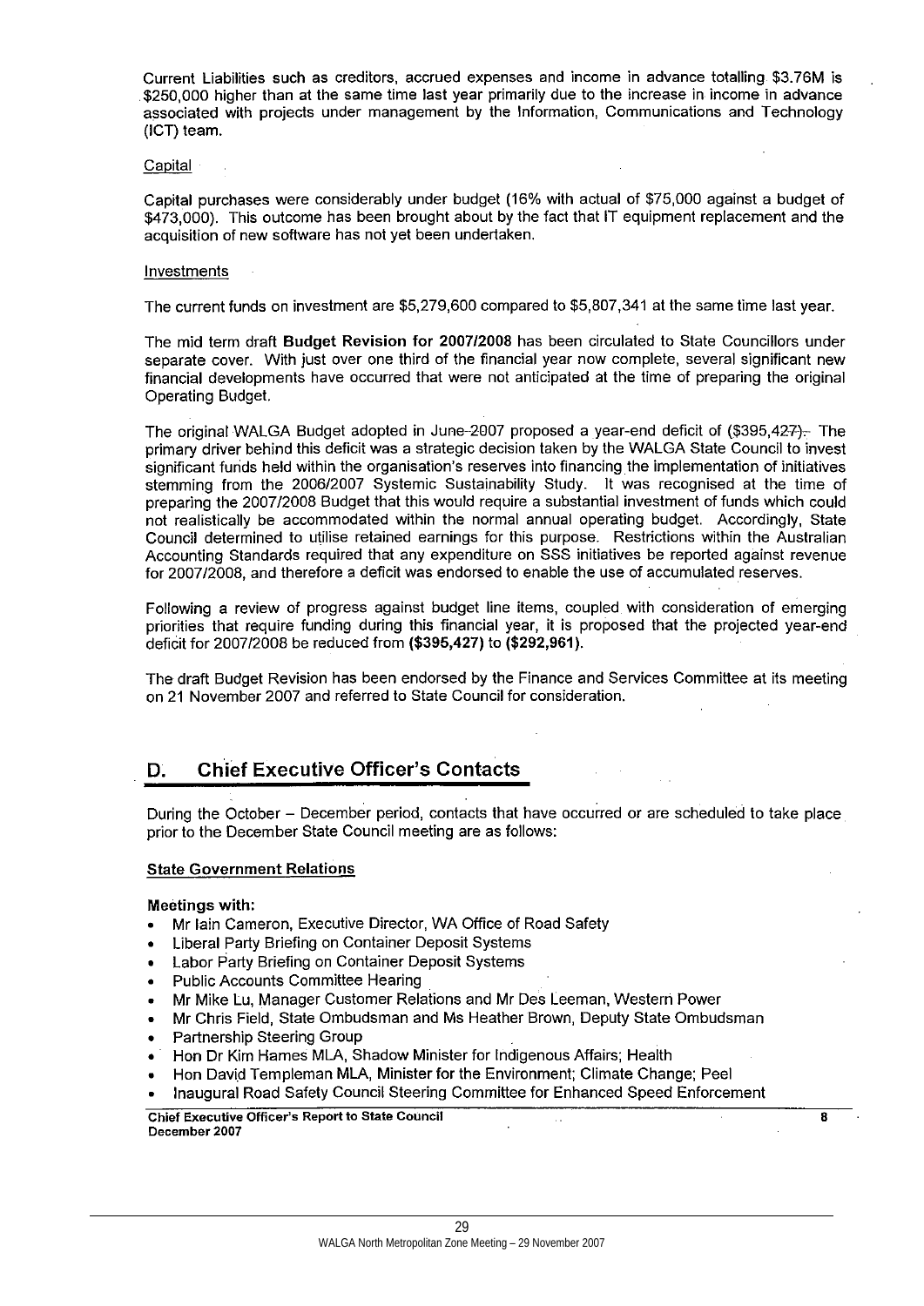Current Liabilities such as creditors, accrued expenses and income in advance totalling $3.76M is $250,000 higher than at the same time last year primarily due to the increase in income in advance associated with projects under management by the Information, Communications and Technology (ICT) team.

Capital

Capital purchases were considerably under budget (16% with actual of $75,000 against a budget of $473,000). This outcome has been brought about by the fact that IT equipment replacement and the acquisition of new software has not yet been undertaken.

Investments

The current funds on investment are $5,279,600 compared to $5,807,341 at the same time last year.

The mid term draft **Budget Revision for 2007/2008** has been circulated to State Councillors under separate cover. With just over one third of the financial year now complete, several significant new financial developments have occurred that were not anticipated at the time of preparing the original Operating Budget.

The original WALGA Budget adopted in June 2007 proposed a year-end deficit of ($395,427). The primary driver behind this deficit was a strategic decision taken by the WALGA State Council to invest significant funds held within the organisation's reserves into financing the implementation of initiatives stemming from the 2006/2007 Systemic Sustainability Study. It was recognised at the time of preparing the 2007/2008 Budget that this would require a substantial investment of funds which could not realistically be accommodated within the normal annual operating budget. Accordingly, State Council determined to utilise retained earnings for this purpose. Restrictions within the Australian Accounting Standards required that any expenditure on SSS initiatives be reported against revenue for 2007/2008, and therefore a deficit was endorsed to enable the use of accumulated reserves.

Following a review of progress against budget line items, coupled with consideration of emerging priorities that require funding during this financial year, it is proposed that the projected year-end deficit for 2007/2008 be reduced from **($395,427)** to **($292,961)**.

The draft Budget Revision has been endorsed by the Finance and Services Committee at its meeting on 21 November 2007 and referred to State Council for consideration.

## D. Chief Executive Officer's Contacts

During the October – December period, contacts that have occurred or are scheduled to take place prior to the December State Council meeting are as follows:

**State Government Relations**

**Meetings with:**

- Mr Iain Cameron, Executive Director, WA Office of Road Safety
- Liberal Party Briefing on Container Deposit Systems
- Labor Party Briefing on Container Deposit Systems
- Public Accounts Committee Hearing
- Mr Mike Lu, Manager Customer Relations and Mr Des Leeman, Western Power
- Mr Chris Field, State Ombudsman and Ms Heather Brown, Deputy State Ombudsman
- Partnership Steering Group
- Hon Dr Kim Hames MLA, Shadow Minister for Indigenous Affairs; Health
- Hon David Templeman MLA, Minister for the Environment; Climate Change; Peel
- Inaugural Road Safety Council Steering Committee for Enhanced Speed Enforcement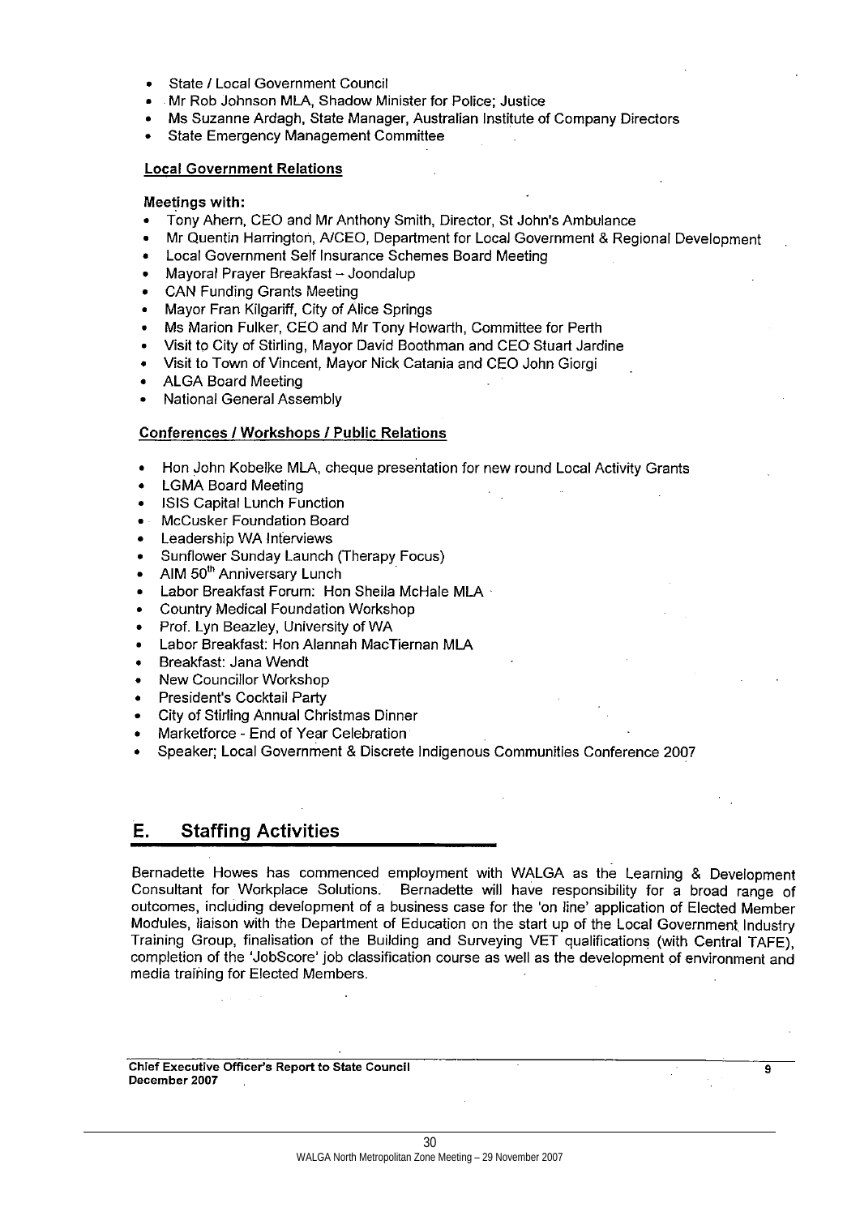- State / Local Government Council
- Mr Rob Johnson MLA, Shadow Minister for Police; Justice
- Ms Suzanne Ardagh, State Manager, Australian Institute of Company Directors
- State Emergency Management Committee

**Local Government Relations**

**Meetings with:**

- Tony Ahern, CEO and Mr Anthony Smith, Director, St John's Ambulance
- Mr Quentin Harrington, A/CEO, Department for Local Government & Regional Development
- Local Government Self Insurance Schemes Board Meeting
- Mayoral Prayer Breakfast – Joondalup
- CAN Funding Grants Meeting
- Mayor Fran Kilgariff, City of Alice Springs
- Ms Marion Fulker, CEO and Mr Tony Howarth, Committee for Perth
- Visit to City of Stirling, Mayor David Boothman and CEO Stuart Jardine
- Visit to Town of Vincent, Mayor Nick Catania and CEO John Giorgi
- ALGA Board Meeting
- National General Assembly

**Conferences / Workshops / Public Relations**

- Hon John Kobelke MLA, cheque presentation for new round Local Activity Grants
- LGMA Board Meeting
- ISIS Capital Lunch Function
- McCusker Foundation Board
- Leadership WA Interviews
- Sunflower Sunday Launch (Therapy Focus)
- AIM 50th Anniversary Lunch
- Labor Breakfast Forum: Hon Sheila McHale MLA
- Country Medical Foundation Workshop
- Prof. Lyn Beazley, University of WA
- Labor Breakfast: Hon Alannah MacTiernan MLA
- Breakfast: Jana Wendt
- New Councillor Workshop
- President's Cocktail Party
- City of Stirling Annual Christmas Dinner
- Marketforce - End of Year Celebration
- Speaker; Local Government & Discrete Indigenous Communities Conference 2007

## E. Staffing Activities

Bernadette Howes has commenced employment with WALGA as the Learning & Development Consultant for Workplace Solutions. Bernadette will have responsibility for a broad range of outcomes, including development of a business case for the 'on line' application of Elected Member Modules, liaison with the Department of Education on the start up of the Local Government Industry Training Group, finalisation of the Building and Surveying VET qualifications (with Central TAFE), completion of the 'JobScore' job classification course as well as the development of environment and media training for Elected Members.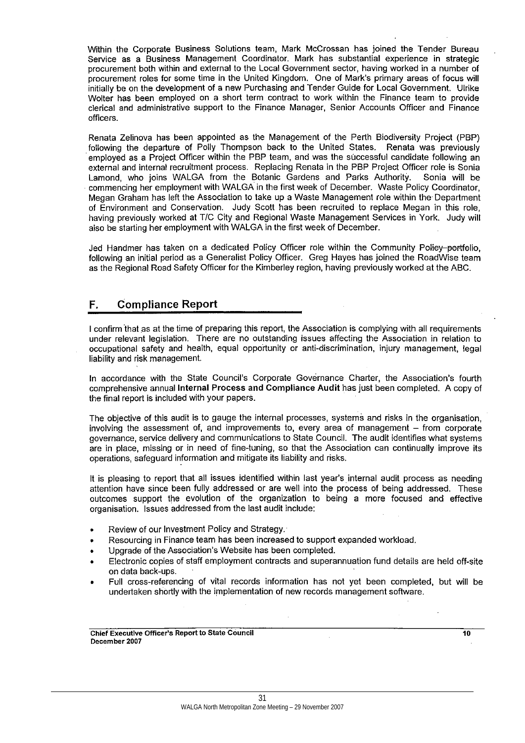Within the Corporate Business Solutions team, Mark McCrossan has joined the Tender Bureau Service as a Business Management Coordinator. Mark has substantial experience in strategic procurement both within and external to the Local Government sector, having worked in a number of procurement roles for some time in the United Kingdom. One of Mark's primary areas of focus will initially be on the development of a new Purchasing and Tender Guide for Local Government. Ulrike Wolter has been employed on a short term contract to work within the Finance team to provide clerical and administrative support to the Finance Manager, Senior Accounts Officer and Finance officers.

Renata Zelinova has been appointed as the Management of the Perth Biodiversity Project (PBP) following the departure of Polly Thompson back to the United States. Renata was previously employed as a Project Officer within the PBP team, and was the successful candidate following an external and internal recruitment process. Replacing Renata in the PBP Project Officer role is Sonia Lamond, who joins WALGA from the Botanic Gardens and Parks Authority. Sonia will be commencing her employment with WALGA in the first week of December. Waste Policy Coordinator, Megan Graham has left the Association to take up a Waste Management role within the Department of Environment and Conservation. Judy Scott has been recruited to replace Megan in this role, having previously worked at T/C City and Regional Waste Management Services in York. Judy will also be starting her employment with WALGA in the first week of December.

Jed Handmer has taken on a dedicated Policy Officer role within the Community ~~Policy~~ portfolio, following an initial period as a Generalist Policy Officer. Greg Hayes has joined the RoadWise team as the Regional Road Safety Officer for the Kimberley region, having previously worked at the ABC.

## F. Compliance Report

I confirm that as at the time of preparing this report, the Association is complying with all requirements under relevant legislation. There are no outstanding issues affecting the Association in relation to occupational safety and health, equal opportunity or anti-discrimination, injury management, legal liability and risk management.

In accordance with the State Council's Corporate Governance Charter, the Association's fourth comprehensive annual **Internal Process and Compliance Audit** has just been completed. A copy of the final report is included with your papers.

The objective of this audit is to gauge the internal processes, systems and risks in the organisation, involving the assessment of, and improvements to, every area of management – from corporate governance, service delivery and communications to State Council. The audit identifies what systems are in place, missing or in need of fine-tuning, so that the Association can continually improve its operations, safeguard information and mitigate its liability and risks.

It is pleasing to report that all issues identified within last year's internal audit process as needing attention have since been fully addressed or are well into the process of being addressed. These outcomes support the evolution of the organization to being a more focused and effective organisation. Issues addressed from the last audit include:

- Review of our Investment Policy and Strategy.
- Resourcing in Finance team has been increased to support expanded workload.
- Upgrade of the Association's Website has been completed.
- Electronic copies of staff employment contracts and superannuation fund details are held off-site on data back-ups.
- Full cross-referencing of vital records information has not yet been completed, but will be undertaken shortly with the implementation of new records management software.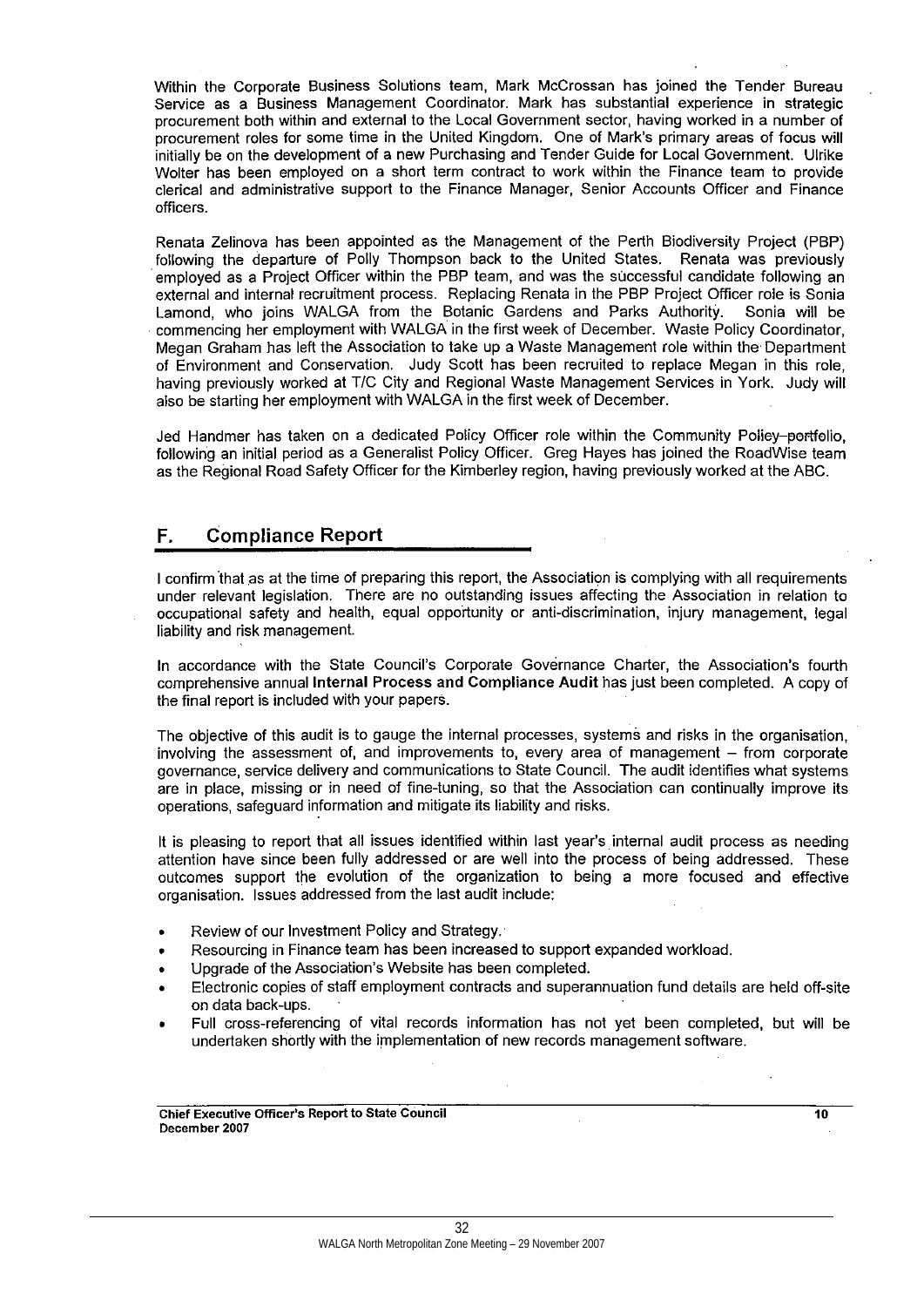Within the Corporate Business Solutions team, Mark McCrossan has joined the Tender Bureau Service as a Business Management Coordinator. Mark has substantial experience in strategic procurement both within and external to the Local Government sector, having worked in a number of procurement roles for some time in the United Kingdom. One of Mark's primary areas of focus will initially be on the development of a new Purchasing and Tender Guide for Local Government. Ulrike Wolter has been employed on a short term contract to work within the Finance team to provide clerical and administrative support to the Finance Manager, Senior Accounts Officer and Finance officers.

Renata Zelinova has been appointed as the Management of the Perth Biodiversity Project (PBP) following the departure of Polly Thompson back to the United States. Renata was previously employed as a Project Officer within the PBP team, and was the successful candidate following an external and internal recruitment process. Replacing Renata in the PBP Project Officer role is Sonia Lamond, who joins WALGA from the Botanic Gardens and Parks Authority. Sonia will be commencing her employment with WALGA in the first week of December. Waste Policy Coordinator, Megan Graham has left the Association to take up a Waste Management role within the Department of Environment and Conservation. Judy Scott has been recruited to replace Megan in this role, having previously worked at T/C City and Regional Waste Management Services in York. Judy will also be starting her employment with WALGA in the first week of December.

Jed Handmer has taken on a dedicated Policy Officer role within the Community ~~Policy~~ portfolio, following an initial period as a Generalist Policy Officer. Greg Hayes has joined the RoadWise team as the Regional Road Safety Officer for the Kimberley region, having previously worked at the ABC.

## F. Compliance Report

I confirm that as at the time of preparing this report, the Association is complying with all requirements under relevant legislation. There are no outstanding issues affecting the Association in relation to occupational safety and health, equal opportunity or anti-discrimination, injury management, legal liability and risk management.

In accordance with the State Council's Corporate Governance Charter, the Association's fourth comprehensive annual **Internal Process and Compliance Audit** has just been completed. A copy of the final report is included with your papers.

The objective of this audit is to gauge the internal processes, systems and risks in the organisation, involving the assessment of, and improvements to, every area of management – from corporate governance, service delivery and communications to State Council. The audit identifies what systems are in place, missing or in need of fine-tuning, so that the Association can continually improve its operations, safeguard information and mitigate its liability and risks.

It is pleasing to report that all issues identified within last year's internal audit process as needing attention have since been fully addressed or are well into the process of being addressed. These outcomes support the evolution of the organization to being a more focused and effective organisation. Issues addressed from the last audit include:

- Review of our Investment Policy and Strategy.
- Resourcing in Finance team has been increased to support expanded workload.
- Upgrade of the Association's Website has been completed.
- Electronic copies of staff employment contracts and superannuation fund details are held off-site on data back-ups.
- Full cross-referencing of vital records information has not yet been completed, but will be undertaken shortly with the implementation of new records management software.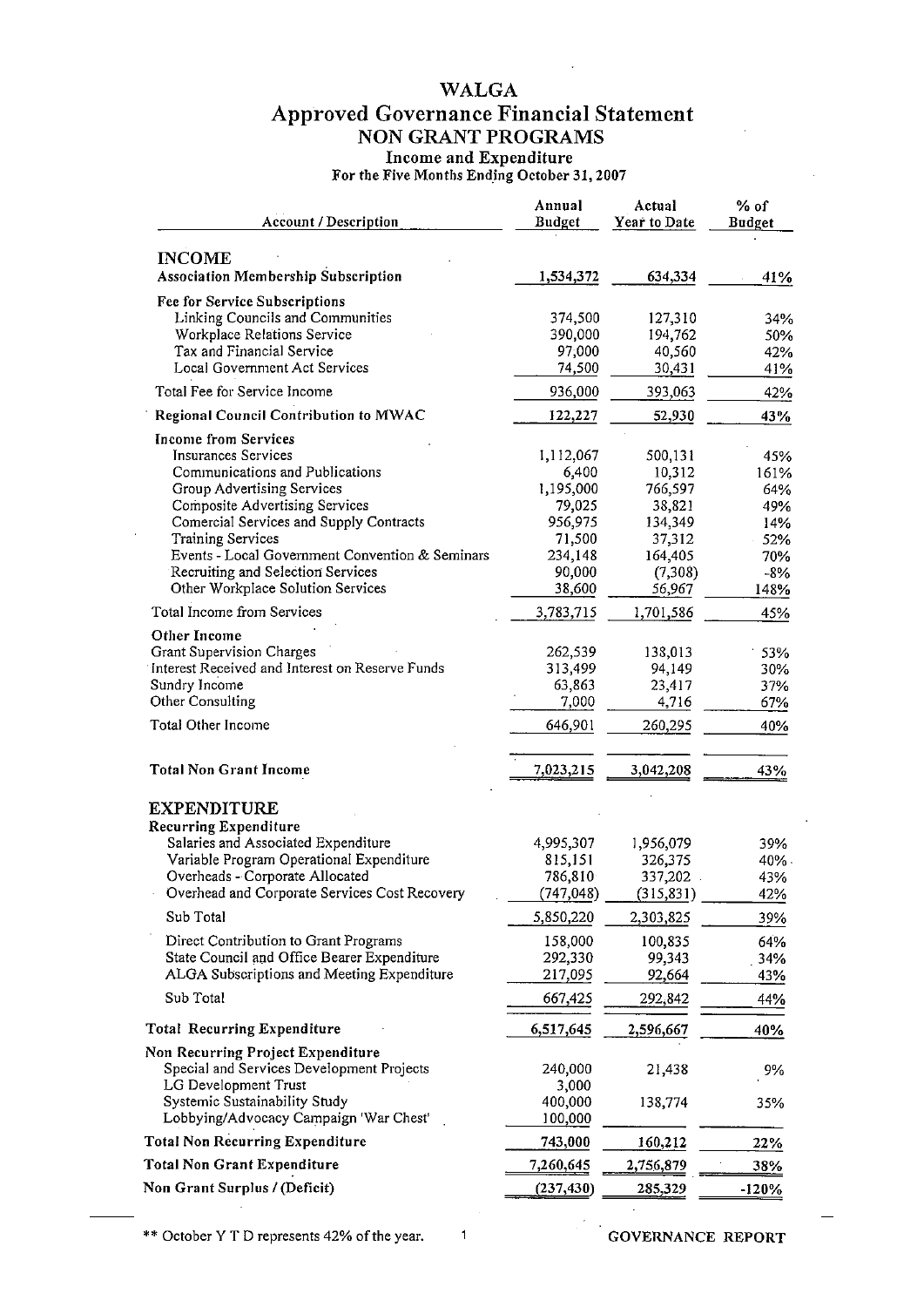# WALGA

## Approved Governance Financial Statement

### NON GRANT PROGRAMS

**Income and Expenditure**

For the Five Months Ending October 31, 2007

| Account / Description | Annual Budget | Actual Year to Date | % of Budget |
|---|---|---|---|
| **INCOME** | | | |
| **Association Membership Subscription** | 1,534,372 | 634,334 | 41% |
| **Fee for Service Subscriptions** | | | |
| Linking Councils and Communities | 374,500 | 127,310 | 34% |
| Workplace Relations Service | 390,000 | 194,762 | 50% |
| Tax and Financial Service | 97,000 | 40,560 | 42% |
| Local Government Act Services | 74,500 | 30,431 | 41% |
| Total Fee for Service Income | 936,000 | 393,063 | 42% |
| **Regional Council Contribution to MWAC** | 122,227 | 52,930 | 43% |
| **Income from Services** | | | |
| Insurances Services | 1,112,067 | 500,131 | 45% |
| Communications and Publications | 6,400 | 10,312 | 161% |
| Group Advertising Services | 1,195,000 | 766,597 | 64% |
| Composite Advertising Services | 79,025 | 38,821 | 49% |
| Comercial Services and Supply Contracts | 956,975 | 134,349 | 14% |
| Training Services | 71,500 | 37,312 | 52% |
| Events - Local Government Convention & Seminars | 234,148 | 164,405 | 70% |
| Recruiting and Selection Services | 90,000 | (7,308) | -8% |
| Other Workplace Solution Services | 38,600 | 56,967 | 148% |
| Total Income from Services | 3,783,715 | 1,701,586 | 45% |
| **Other Income** | | | |
| Grant Supervision Charges | 262,539 | 138,013 | 53% |
| Interest Received and Interest on Reserve Funds | 313,499 | 94,149 | 30% |
| Sundry Income | 63,863 | 23,417 | 37% |
| Other Consulting | 7,000 | 4,716 | 67% |
| Total Other Income | 646,901 | 260,295 | 40% |
| **Total Non Grant Income** | 7,023,215 | 3,042,208 | 43% |
| **EXPENDITURE** | | | |
| **Recurring Expenditure** | | | |
| Salaries and Associated Expenditure | 4,995,307 | 1,956,079 | 39% |
| Variable Program Operational Expenditure | 815,151 | 326,375 | 40% |
| Overheads - Corporate Allocated | 786,810 | 337,202 | 43% |
| Overhead and Corporate Services Cost Recovery | (747,048) | (315,831) | 42% |
| Sub Total | 5,850,220 | 2,303,825 | 39% |
| Direct Contribution to Grant Programs | 158,000 | 100,835 | 64% |
| State Council and Office Bearer Expenditure | 292,330 | 99,343 | 34% |
| ALGA Subscriptions and Meeting Expenditure | 217,095 | 92,664 | 43% |
| Sub Total | 667,425 | 292,842 | 44% |
| **Total Recurring Expenditure** | 6,517,645 | 2,596,667 | 40% |
| **Non Recurring Project Expenditure** | | | |
| Special and Services Development Projects | 240,000 | 21,438 | 9% |
| LG Development Trust | 3,000 | | |
| Systemic Sustainability Study | 400,000 | 138,774 | 35% |
| Lobbying/Advocacy Campaign 'War Chest' | 100,000 | | |
| **Total Non Recurring Expenditure** | 743,000 | 160,212 | 22% |
| **Total Non Grant Expenditure** | 7,260,645 | 2,756,879 | 38% |
| **Non Grant Surplus / (Deficit)** | (237,430) | 285,329 | -120% |

** October Y T D represents 42% of the year.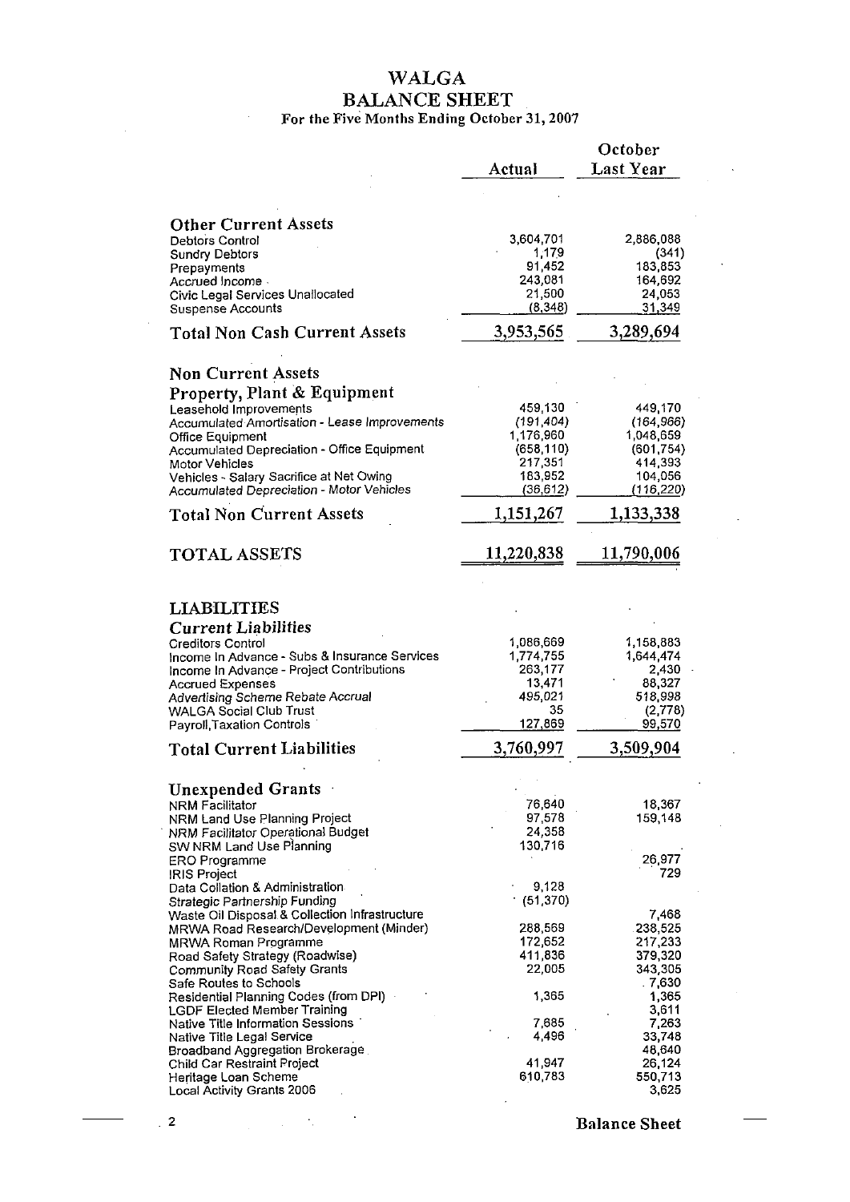# WALGA
## BALANCE SHEET
### For the Five Months Ending October 31, 2007

| | Actual | October Last Year |
|---|---|---|
| **Other Current Assets** | | |
| Debtors Control | 3,604,701 | 2,886,088 |
| Sundry Debtors | 1,179 | (341) |
| Prepayments | 91,452 | 183,853 |
| Accrued Income | 243,081 | 164,692 |
| Civic Legal Services Unallocated | 21,500 | 24,053 |
| Suspense Accounts | (8,348) | 31,349 |
| **Total Non Cash Current Assets** | **3,953,565** | **3,289,694** |
| **Non Current Assets** | | |
| **Property, Plant & Equipment** | | |
| Leasehold Improvements | 459,130 | 449,170 |
| Accumulated Amortisation - Lease Improvements | (191,404) | (164,966) |
| Office Equipment | 1,176,960 | 1,048,659 |
| Accumulated Depreciation - Office Equipment | (658,110) | (601,754) |
| Motor Vehicles | 217,351 | 414,393 |
| Vehicles - Salary Sacrifice at Net Owing | 183,952 | 104,056 |
| Accumulated Depreciation - Motor Vehicles | (36,612) | (116,220) |
| **Total Non Current Assets** | **1,151,267** | **1,133,338** |
| **TOTAL ASSETS** | **11,220,838** | **11,790,006** |
| **LIABILITIES** | | |
| **Current Liabilities** | | |
| Creditors Control | 1,086,669 | 1,158,883 |
| Income In Advance - Subs & Insurance Services | 1,774,755 | 1,644,474 |
| Income In Advance - Project Contributions | 263,177 | 2,430 |
| Accrued Expenses | 13,471 | 88,327 |
| Advertising Scheme Rebate Accrual | 495,021 | 518,998 |
| WALGA Social Club Trust | 35 | (2,778) |
| Payroll,Taxation Controls | 127,869 | 99,570 |
| **Total Current Liabilities** | **3,760,997** | **3,509,904** |
| **Unexpended Grants** | | |
| NRM Facilitator | 76,640 | 18,367 |
| NRM Land Use Planning Project | 97,578 | 159,148 |
| NRM Facilitator Operational Budget | 24,358 | |
| SW NRM Land Use Planning | 130,716 | |
| ERO Programme | | 26,977 |
| IRIS Project | | 729 |
| Data Collation & Administration | 9,128 | |
| Strategic Partnership Funding | (51,370) | |
| Waste Oil Disposal & Collection Infrastructure | | 7,468 |
| MRWA Road Research/Development (Minder) | 288,569 | 238,525 |
| MRWA Roman Programme | 172,652 | 217,233 |
| Road Safety Strategy (Roadwise) | 411,836 | 379,320 |
| Community Road Safety Grants | 22,005 | 343,305 |
| Safe Routes to Schools | | 7,630 |
| Residential Planning Codes (from DPI) | 1,365 | 1,365 |
| LGDF Elected Member Training | | 3,611 |
| Native Title Information Sessions | 7,685 | 7,263 |
| Native Title Legal Service | 4,496 | 33,748 |
| Broadband Aggregation Brokerage | | 48,640 |
| Child Car Restraint Project | 41,947 | 26,124 |
| Heritage Loan Scheme | 610,783 | 550,713 |
| Local Activity Grants 2006 | | 3,625 |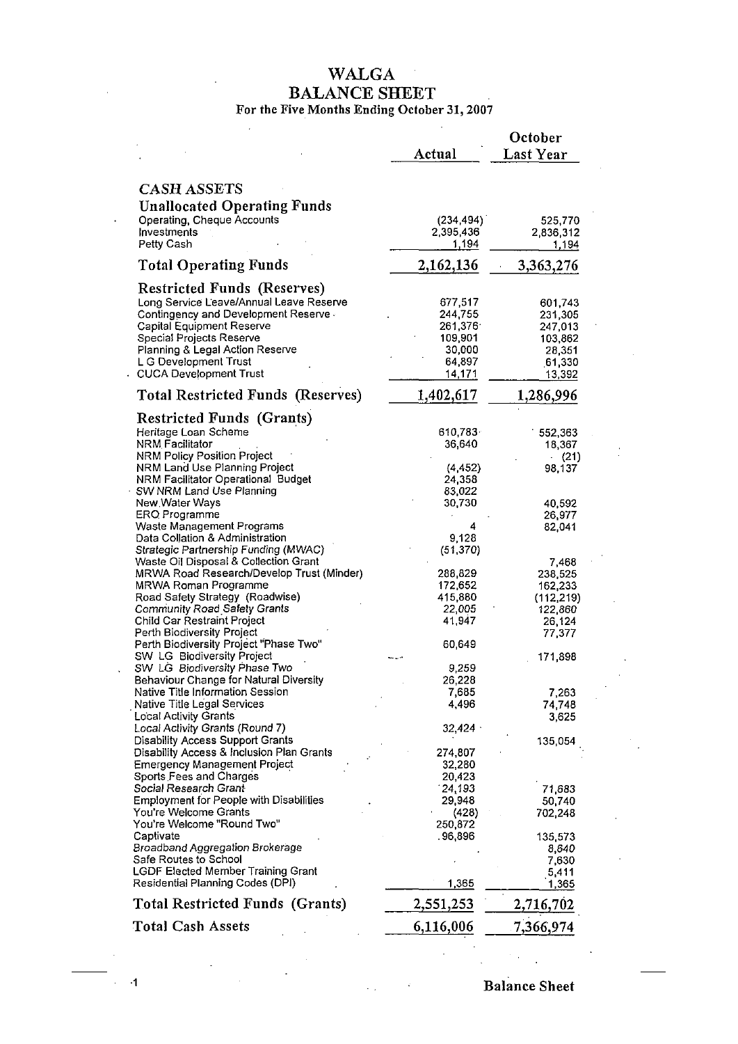# WALGA

## BALANCE SHEET

### For the Five Months Ending October 31, 2007

| | Actual | October Last Year |
|---|---|---|
| **CASH ASSETS** | | |
| **Unallocated Operating Funds** | | |
| Operating, Cheque Accounts | (234,494) | 525,770 |
| Investments | 2,395,436 | 2,836,312 |
| Petty Cash | 1,194 | 1,194 |
| **Total Operating Funds** | **2,162,136** | **3,363,276** |
| **Restricted Funds (Reserves)** | | |
| Long Service Leave/Annual Leave Reserve | 677,517 | 601,743 |
| Contingency and Development Reserve | 244,755 | 231,305 |
| Capital Equipment Reserve | 261,376 | 247,013 |
| Special Projects Reserve | 109,901 | 103,862 |
| Planning & Legal Action Reserve | 30,000 | 28,351 |
| L G Development Trust | 64,897 | 61,330 |
| CUCA Development Trust | 14,171 | 13,392 |
| **Total Restricted Funds (Reserves)** | **1,402,617** | **1,286,996** |
| **Restricted Funds (Grants)** | | |
| Heritage Loan Scheme | 610,783 | 552,363 |
| NRM Facilitator | 36,640 | 18,367 |
| NRM Policy Position Project | | (21) |
| NRM Land Use Planning Project | (4,452) | 98,137 |
| NRM Facilitator Operational Budget | 24,358 | |
| SW NRM Land Use Planning | 83,022 | |
| New Water Ways | 30,730 | 40,592 |
| ERO Programme | | 26,977 |
| Waste Management Programs | 4 | 82,041 |
| Data Collation & Administration | 9,128 | |
| Strategic Partnership Funding (MWAC) | (51,370) | |
| Waste Oil Disposal & Collection Grant | | 7,468 |
| MRWA Road Research/Develop Trust (Minder) | 288,829 | 238,525 |
| MRWA Roman Programme | 172,652 | 162,233 |
| Road Safety Strategy (Roadwise) | 415,880 | (112,219) |
| Community Road Safety Grants | 22,005 | 122,860 |
| Child Car Restraint Project | 41,947 | 26,124 |
| Perth Biodiversity Project | | 77,377 |
| Perth Biodiversity Project "Phase Two" | 60,649 | |
| SW LG Biodiversity Project | | 171,898 |
| SW LG Biodiversity Phase Two | 9,259 | |
| Behaviour Change for Natural Diversity | 26,228 | |
| Native Title Information Session | 7,685 | 7,263 |
| Native Title Legal Services | 4,496 | 74,748 |
| Local Activity Grants | | 3,625 |
| Local Activity Grants (Round 7) | 32,424 | |
| Disability Access Support Grants | | 135,054 |
| Disability Access & Inclusion Plan Grants | 274,807 | |
| Emergency Management Project | 32,280 | |
| Sports Fees and Charges | 20,423 | |
| Social Research Grant | 24,193 | 71,683 |
| Employment for People with Disabilities | 29,948 | 50,740 |
| You're Welcome Grants | (428) | 702,248 |
| You're Welcome "Round Two" | 250,872 | |
| Captivate | 96,896 | 135,573 |
| Broadband Aggregation Brokerage | | 8,640 |
| Safe Routes to School | | 7,630 |
| LGDF Elected Member Training Grant | | 5,411 |
| Residential Planning Codes (DPI) | 1,365 | 1,365 |
| **Total Restricted Funds (Grants)** | **2,551,253** | **2,716,702** |
| **Total Cash Assets** | **6,116,006** | **7,366,974** |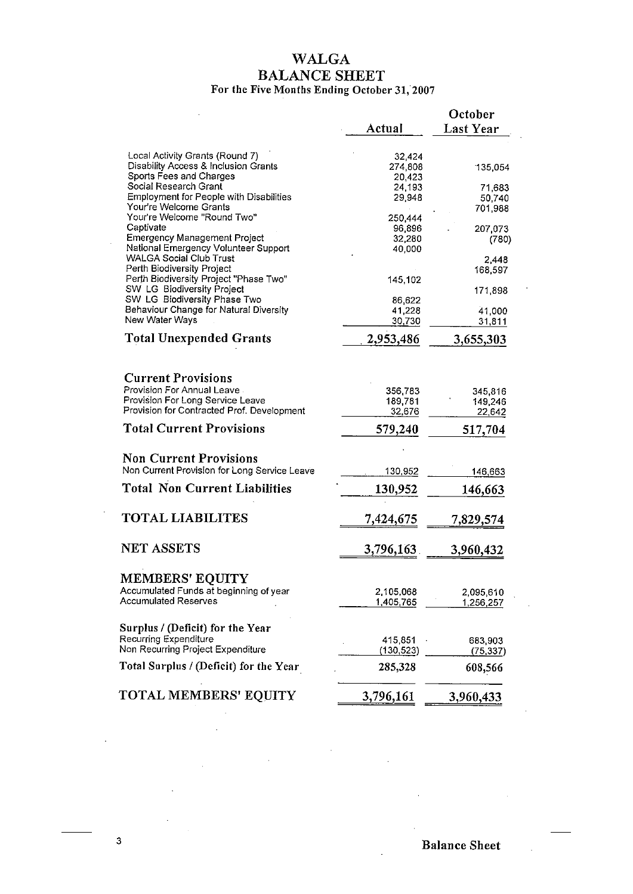# WALGA
# BALANCE SHEET
For the Five Months Ending October 31, 2007

| | Actual | October Last Year |
|---|---|---|
| Local Activity Grants (Round 7) | 32,424 | |
| Disability Access & Inclusion Grants | 274,808 | 135,054 |
| Sports Fees and Charges | 20,423 | |
| Social Research Grant | 24,193 | 71,683 |
| Employment for People with Disabilities | 29,948 | 50,740 |
| Your're Welcome Grants | | 701,988 |
| Your're Welcome "Round Two" | 250,444 | |
| Captivate | 96,896 | 207,073 |
| Emergency Management Project | 32,280 | (780) |
| National Emergency Volunteer Support | 40,000 | |
| WALGA Social Club Trust | | 2,448 |
| Perth Biodiversity Project | | 168,597 |
| Perth Biodiversity Project "Phase Two" | 145,102 | |
| SW LG Biodiversity Project | | 171,898 |
| SW LG Biodiversity Phase Two | 86,622 | |
| Behaviour Change for Natural Diversity | 41,228 | 41,000 |
| New Water Ways | 30,730 | 31,811 |
| **Total Unexpended Grants** | **2,953,486** | **3,655,303** |
| | | |
| **Current Provisions** | | |
| Provision For Annual Leave | 356,783 | 345,816 |
| Provision For Long Service Leave | 189,781 | 149,246 |
| Provision for Contracted Prof. Development | 32,676 | 22,642 |
| **Total Current Provisions** | **579,240** | **517,704** |
| | | |
| **Non Current Provisions** | | |
| Non Current Provision for Long Service Leave | 130,952 | 146,663 |
| **Total Non Current Liabilities** | **130,952** | **146,663** |
| | | |
| **TOTAL LIABILITES** | **7,424,675** | **7,829,574** |
| | | |
| **NET ASSETS** | **3,796,163** | **3,960,432** |
| | | |
| **MEMBERS' EQUITY** | | |
| Accumulated Funds at beginning of year | 2,105,068 | 2,095,610 |
| Accumulated Reserves | 1,405,765 | 1,256,257 |
| | | |
| **Surplus / (Deficit) for the Year** | | |
| Recurring Expenditure | 415,851 | 683,903 |
| Non Recurring Project Expenditure | (130,523) | (75,337) |
| **Total Surplus / (Deficit) for the Year** | **285,328** | **608,566** |
| | | |
| **TOTAL MEMBERS' EQUITY** | **3,796,161** | **3,960,433** |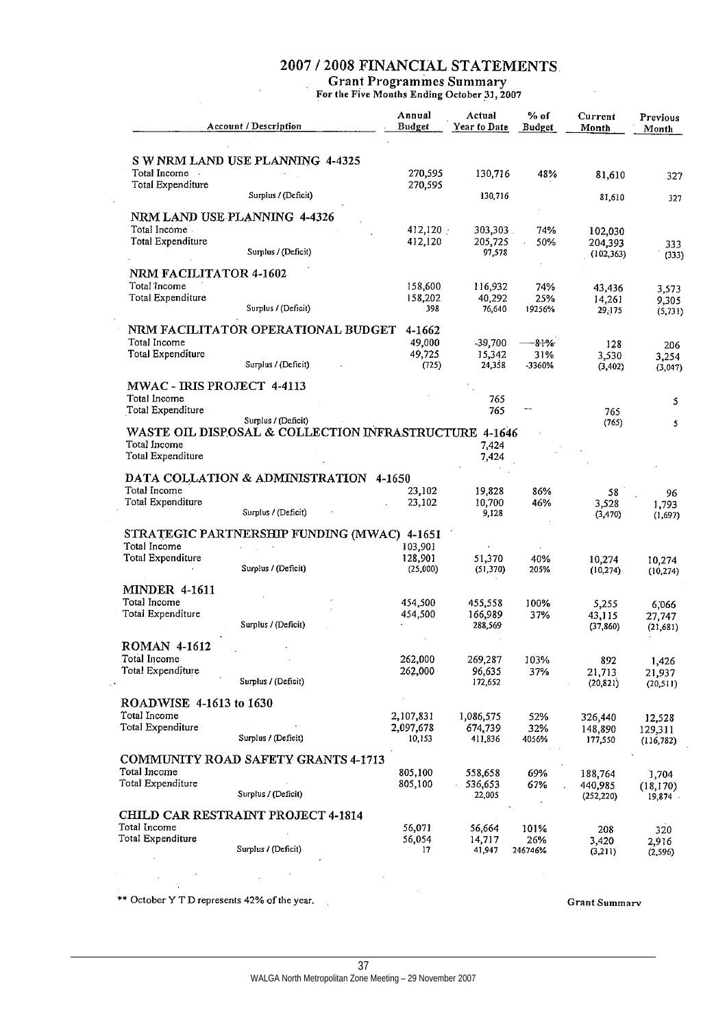# 2007 / 2008 FINANCIAL STATEMENTS

## Grant Programmes Summary

For the Five Months Ending October 31, 2007

| Account / Description | Annual Budget | Actual Year to Date | % of Budget | Current Month | Previous Month |
|---|---|---|---|---|---|
| **S W NRM LAND USE PLANNING 4-4325** | | | | | |
| Total Income | 270,595 | 130,716 | 48% | 81,610 | 327 |
| Total Expenditure | 270,595 | | | | |
| Surplus / (Deficit) | | 130,716 | | 81,610 | 327 |
| **NRM LAND USE PLANNING 4-4326** | | | | | |
| Total Income | 412,120 | 303,303 | 74% | 102,030 | |
| Total Expenditure | 412,120 | 205,725 | 50% | 204,393 | 333 |
| Surplus / (Deficit) | | 97,578 | | (102,363) | (333) |
| **NRM FACILITATOR 4-1602** | | | | | |
| Total Income | 158,600 | 116,932 | 74% | 43,436 | 3,573 |
| Total Expenditure | 158,202 | 40,292 | 25% | 14,261 | 9,305 |
| Surplus / (Deficit) | 398 | 76,640 | 19256% | 29,175 | (5,731) |
| **NRM FACILITATOR OPERATIONAL BUDGET 4-1662** | | | | | |
| Total Income | 49,000 | ~~39,700~~ | ~~81%~~ | 128 | 206 |
| Total Expenditure | 49,725 | 15,342 | 31% | 3,530 | 3,254 |
| Surplus / (Deficit) | (725) | 24,358 | -3360% | (3,402) | (3,047) |
| **MWAC - IRIS PROJECT 4-4113** | | | | | |
| Total Income | | 765 | | | 5 |
| Total Expenditure | | 765 | — | 765 | |
| Surplus / (Deficit) | | | | (765) | 5 |
| **WASTE OIL DISPOSAL & COLLECTION INFRASTRUCTURE 4-1646** | | | | | |
| Total Income | | 7,424 | | | |
| Total Expenditure | | 7,424 | | | |
| **DATA COLLATION & ADMINISTRATION 4-1650** | | | | | |
| Total Income | 23,102 | 19,828 | 86% | 58 | 96 |
| Total Expenditure | 23,102 | 10,700 | 46% | 3,528 | 1,793 |
| Surplus / (Deficit) | | 9,128 | | (3,470) | (1,697) |
| **STRATEGIC PARTNERSHIP FUNDING (MWAC) 4-1651** | | | | | |
| Total Income | 103,901 | | | | |
| Total Expenditure | 128,901 | 51,370 | 40% | 10,274 | 10,274 |
| Surplus / (Deficit) | (25,000) | (51,370) | 205% | (10,274) | (10,274) |
| **MINDER 4-1611** | | | | | |
| Total Income | 454,500 | 455,558 | 100% | 5,255 | 6,066 |
| Total Expenditure | 454,500 | 166,989 | 37% | 43,115 | 27,747 |
| Surplus / (Deficit) | | 288,569 | | (37,860) | (21,681) |
| **ROMAN 4-1612** | | | | | |
| Total Income | 262,000 | 269,287 | 103% | 892 | 1,426 |
| Total Expenditure | 262,000 | 96,635 | 37% | 21,713 | 21,937 |
| Surplus / (Deficit) | | 172,652 | | (20,821) | (20,511) |
| **ROADWISE 4-1613 to 1630** | | | | | |
| Total Income | 2,107,831 | 1,086,575 | 52% | 326,440 | 12,528 |
| Total Expenditure | 2,097,678 | 674,739 | 32% | 148,890 | 129,311 |
| Surplus / (Deficit) | 10,153 | 411,836 | 4056% | 177,550 | (116,782) |
| **COMMUNITY ROAD SAFETY GRANTS 4-1713** | | | | | |
| Total Income | 805,100 | 558,658 | 69% | 188,764 | 1,704 |
| Total Expenditure | 805,100 | 536,653 | 67% | 440,985 | (18,170) |
| Surplus / (Deficit) | | 22,005 | | (252,220) | 19,874 |
| **CHILD CAR RESTRAINT PROJECT 4-1814** | | | | | |
| Total Income | 56,071 | 56,664 | 101% | 208 | 320 |
| Total Expenditure | 56,054 | 14,717 | 26% | 3,420 | 2,916 |
| Surplus / (Deficit) | 17 | 41,947 | 246746% | (3,211) | (2,596) |

** October Y T D represents 42% of the year.

Grant Summary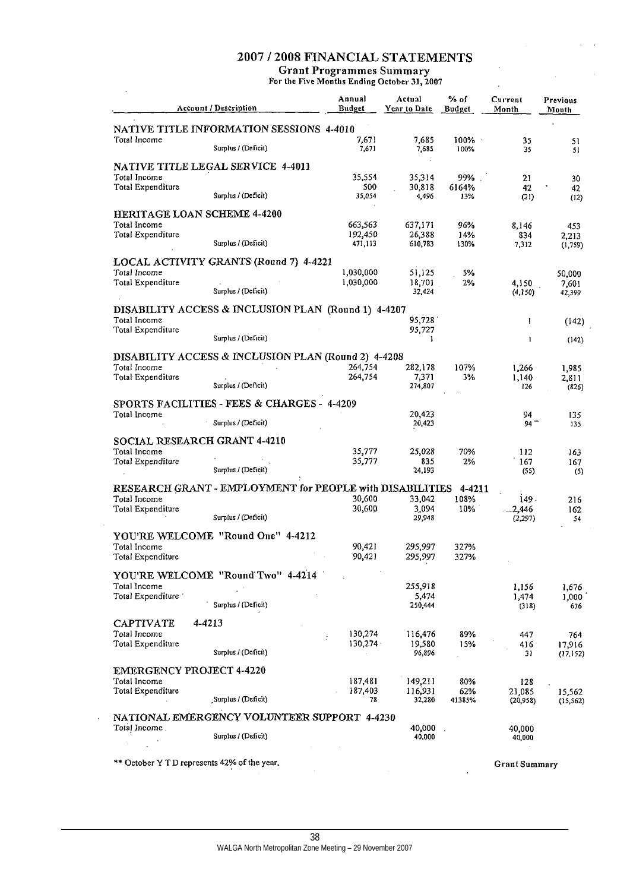# 2007 / 2008 FINANCIAL STATEMENTS

## Grant Programmes Summary

For the Five Months Ending October 31, 2007

| Account / Description | Annual Budget | Actual Year to Date | % of Budget | Current Month | Previous Month |
|---|---|---|---|---|---|
| **NATIVE TITLE INFORMATION SESSIONS 4-4010** | | | | | |
| Total Income | 7,671 | 7,685 | 100% | 35 | 51 |
| Surplus / (Deficit) | 7,671 | 7,685 | 100% | 35 | 51 |
| **NATIVE TITLE LEGAL SERVICE 4-4011** | | | | | |
| Total Income | 35,554 | 35,314 | 99% | 21 | 30 |
| Total Expenditure | 500 | 30,818 | 6164% | 42 | 42 |
| Surplus / (Deficit) | 35,054 | 4,496 | 13% | (21) | (12) |
| **HERITAGE LOAN SCHEME 4-4200** | | | | | |
| Total Income | 663,563 | 637,171 | 96% | 8,146 | 453 |
| Total Expenditure | 192,450 | 26,388 | 14% | 834 | 2,213 |
| Surplus / (Deficit) | 471,113 | 610,783 | 130% | 7,312 | (1,759) |
| **LOCAL ACTIVITY GRANTS (Round 7) 4-4221** | | | | | |
| Total Income | 1,030,000 | 51,125 | 5% | | 50,000 |
| Total Expenditure | 1,030,000 | 18,701 | 2% | 4,150 | 7,601 |
| Surplus / (Deficit) | | 32,424 | | (4,150) | 42,399 |
| **DISABILITY ACCESS & INCLUSION PLAN (Round 1) 4-4207** | | | | | |
| Total Income | | 95,728 | | 1 | (142) |
| Total Expenditure | | 95,727 | | | |
| Surplus / (Deficit) | | 1 | | 1 | (142) |
| **DISABILITY ACCESS & INCLUSION PLAN (Round 2) 4-4208** | | | | | |
| Total Income | 264,754 | 282,178 | 107% | 1,266 | 1,985 |
| Total Expenditure | 264,754 | 7,371 | 3% | 1,140 | 2,811 |
| Surplus / (Deficit) | | 274,807 | | 126 | (826) |
| **SPORTS FACILITIES - FEES & CHARGES - 4-4209** | | | | | |
| Total Income | | 20,423 | | 94 | 135 |
| Surplus / (Deficit) | | 20,423 | | 94 | 135 |
| **SOCIAL RESEARCH GRANT 4-4210** | | | | | |
| Total Income | 35,777 | 25,028 | 70% | 112 | 163 |
| Total Expenditure | 35,777 | 835 | 2% | 167 | 167 |
| Surplus / (Deficit) | | 24,193 | | (55) | (5) |
| **RESEARCH GRANT - EMPLOYMENT for PEOPLE with DISABILITIES 4-4211** | | | | | |
| Total Income | 30,600 | 33,042 | 108% | 149 | 216 |
| Total Expenditure | 30,600 | 3,094 | 10% | 2,446 | 162 |
| Surplus / (Deficit) | | 29,948 | | (2,297) | 54 |
| **YOU'RE WELCOME "Round One" 4-4212** | | | | | |
| Total Income | 90,421 | 295,997 | 327% | | |
| Total Expenditure | 90,421 | 295,997 | 327% | | |
| **YOU'RE WELCOME "Round Two" 4-4214** | | | | | |
| Total Income | | 255,918 | | 1,156 | 1,676 |
| Total Expenditure | | 5,474 | | 1,474 | 1,000 |
| Surplus / (Deficit) | | 250,444 | | (318) | 676 |
| **CAPTIVATE 4-4213** | | | | | |
| Total Income | 130,274 | 116,476 | 89% | 447 | 764 |
| Total Expenditure | 130,274 | 19,580 | 15% | 416 | 17,916 |
| Surplus / (Deficit) | | 96,896 | | 31 | (17,152) |
| **EMERGENCY PROJECT 4-4220** | | | | | |
| Total Income | 187,481 | 149,211 | 80% | 128 | |
| Total Expenditure | 187,403 | 116,931 | 62% | 21,085 | 15,562 |
| Surplus / (Deficit) | 78 | 32,280 | 41385% | (20,958) | (15,562) |
| **NATIONAL EMERGENCY VOLUNTEER SUPPORT 4-4230** | | | | | |
| Total Income | | 40,000 | | 40,000 | |
| Surplus / (Deficit) | | 40,000 | | 40,000 | |

** October Y T D represents 42% of the year.

Grant Summary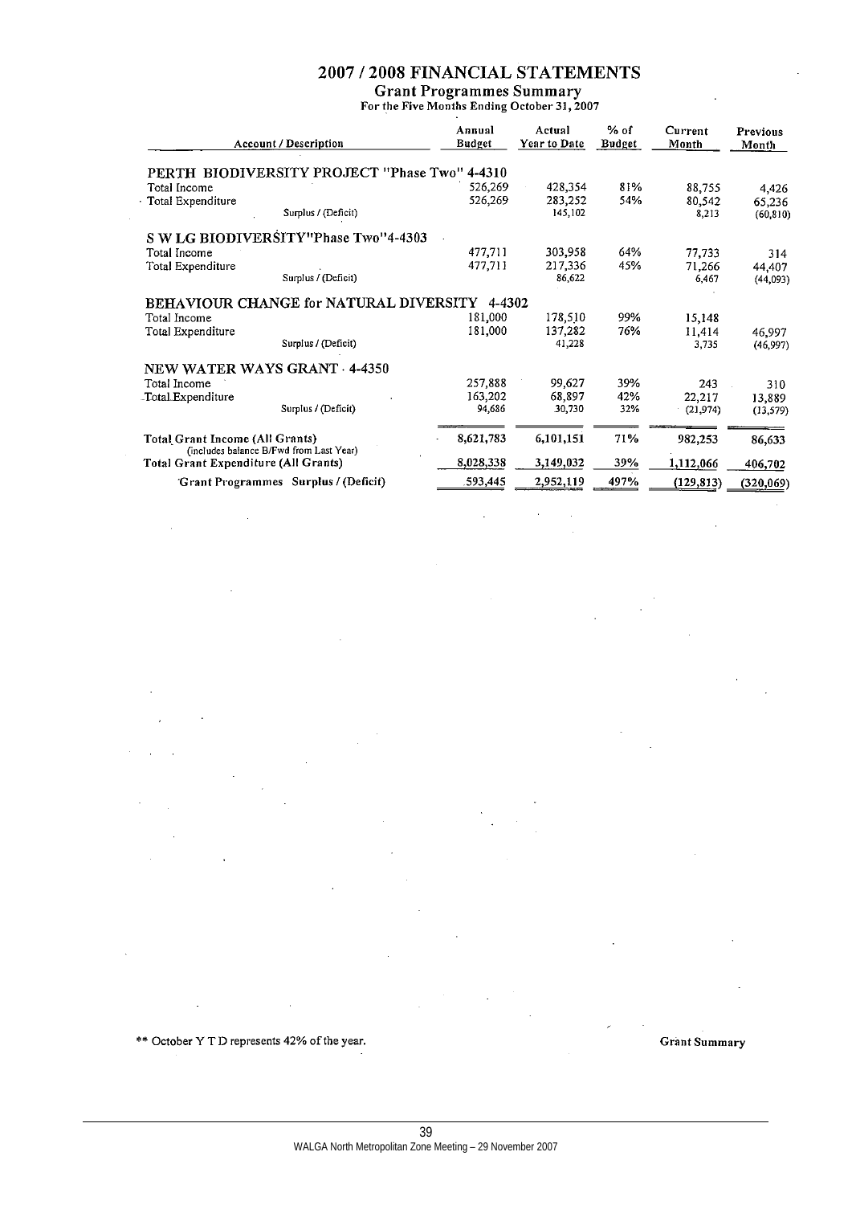# 2007 / 2008 FINANCIAL STATEMENTS

## Grant Programmes Summary

For the Five Months Ending October 31, 2007

| Account / Description | Annual Budget | Actual Year to Date | % of Budget | Current Month | Previous Month |
|---|---|---|---|---|---|
| **PERTH BIODIVERSITY PROJECT "Phase Two" 4-4310** | | | | | |
| Total Income | 526,269 | 428,354 | 81% | 88,755 | 4,426 |
| Total Expenditure | 526,269 | 283,252 | 54% | 80,542 | 65,236 |
| Surplus / (Deficit) | | 145,102 | | 8,213 | (60,810) |
| **S W LG BIODIVERSITY"Phase Two"4-4303** | | | | | |
| Total Income | 477,711 | 303,958 | 64% | 77,733 | 314 |
| Total Expenditure | 477,711 | 217,336 | 45% | 71,266 | 44,407 |
| Surplus / (Deficit) | | 86,622 | | 6,467 | (44,093) |
| **BEHAVIOUR CHANGE for NATURAL DIVERSITY 4-4302** | | | | | |
| Total Income | 181,000 | 178,510 | 99% | 15,148 | |
| Total Expenditure | 181,000 | 137,282 | 76% | 11,414 | 46,997 |
| Surplus / (Deficit) | | 41,228 | | 3,735 | (46,997) |
| **NEW WATER WAYS GRANT - 4-4350** | | | | | |
| Total Income | 257,888 | 99,627 | 39% | 243 | 310 |
| Total Expenditure | 163,202 | 68,897 | 42% | 22,217 | 13,889 |
| Surplus / (Deficit) | 94,686 | 30,730 | 32% | (21,974) | (13,579) |
| **Total Grant Income (All Grants)** (includes balance B/Fwd from Last Year) | 8,621,783 | 6,101,151 | 71% | 982,253 | 86,633 |
| **Total Grant Expenditure (All Grants)** | 8,028,338 | 3,149,032 | 39% | 1,112,066 | 406,702 |
| **Grant Programmes Surplus / (Deficit)** | 593,445 | 2,952,119 | 497% | (129,813) | (320,069) |

** October Y T D represents 42% of the year.

Grant Summary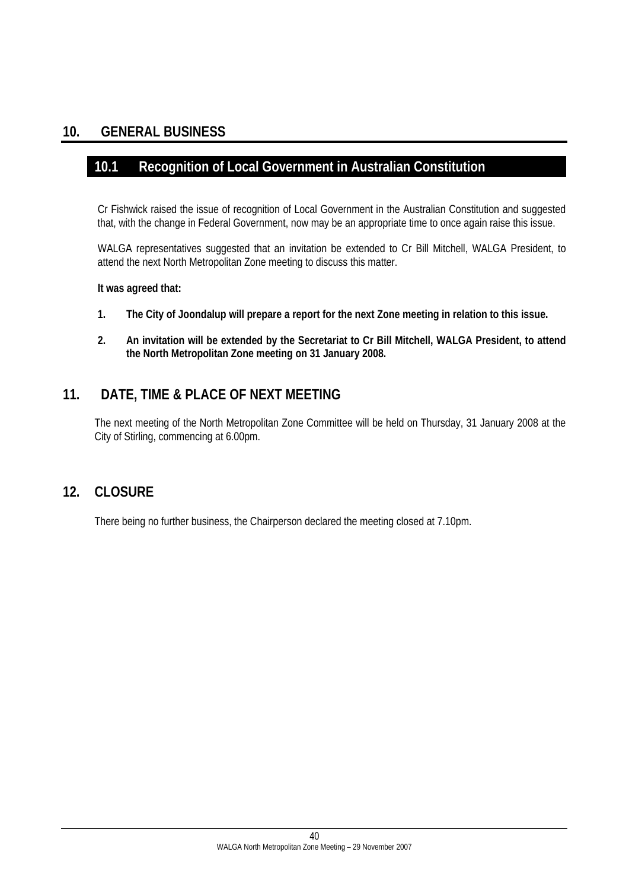## 10. GENERAL BUSINESS

### 10.1 Recognition of Local Government in Australian Constitution

Cr Fishwick raised the issue of recognition of Local Government in the Australian Constitution and suggested that, with the change in Federal Government, now may be an appropriate time to once again raise this issue.

WALGA representatives suggested that an invitation be extended to Cr Bill Mitchell, WALGA President, to attend the next North Metropolitan Zone meeting to discuss this matter.

**It was agreed that:**

1. **The City of Joondalup will prepare a report for the next Zone meeting in relation to this issue.**
2. **An invitation will be extended by the Secretariat to Cr Bill Mitchell, WALGA President, to attend the North Metropolitan Zone meeting on 31 January 2008.**

## 11. DATE, TIME & PLACE OF NEXT MEETING

The next meeting of the North Metropolitan Zone Committee will be held on Thursday, 31 January 2008 at the City of Stirling, commencing at 6.00pm.

## 12. CLOSURE

There being no further business, the Chairperson declared the meeting closed at 7.10pm.